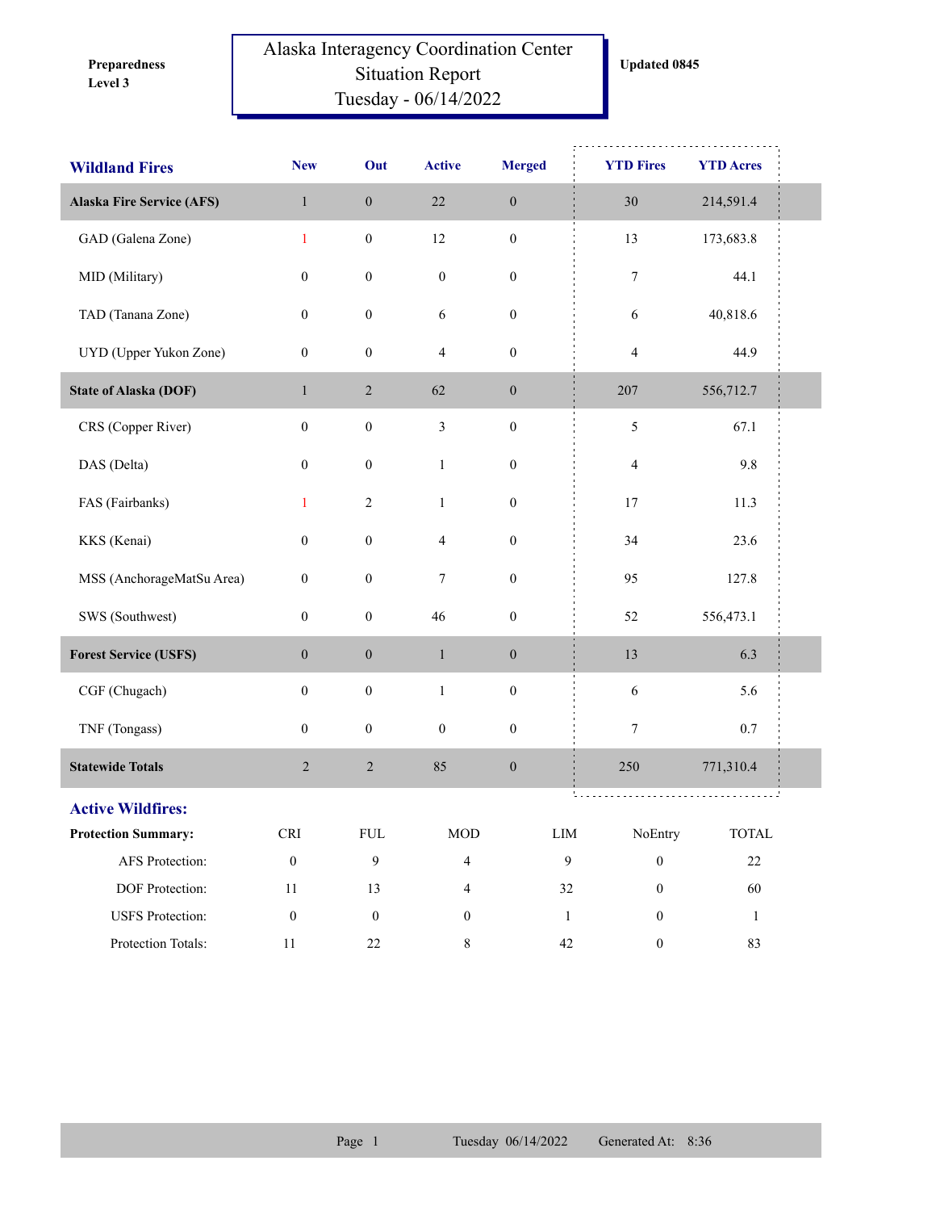Preparedness Level 3

# Alaska Interagency Coordination Center Situation Report Tuesday - 06/14/2022

Updated 0845

| Wildland Fires | New | Out | Active | Merged | YTD Fires | YTD Acres |
|---|---|---|---|---|---|---|
| **Alaska Fire Service (AFS)** | 1 | 0 | 22 | 0 | 30 | 214,591.4 |
| GAD (Galena Zone) | 1 | 0 | 12 | 0 | 13 | 173,683.8 |
| MID (Military) | 0 | 0 | 0 | 0 | 7 | 44.1 |
| TAD (Tanana Zone) | 0 | 0 | 6 | 0 | 6 | 40,818.6 |
| UYD (Upper Yukon Zone) | 0 | 0 | 4 | 0 | 4 | 44.9 |
| **State of Alaska (DOF)** | 1 | 2 | 62 | 0 | 207 | 556,712.7 |
| CRS (Copper River) | 0 | 0 | 3 | 0 | 5 | 67.1 |
| DAS (Delta) | 0 | 0 | 1 | 0 | 4 | 9.8 |
| FAS (Fairbanks) | 1 | 2 | 1 | 0 | 17 | 11.3 |
| KKS (Kenai) | 0 | 0 | 4 | 0 | 34 | 23.6 |
| MSS (AnchorageMatSu Area) | 0 | 0 | 7 | 0 | 95 | 127.8 |
| SWS (Southwest) | 0 | 0 | 46 | 0 | 52 | 556,473.1 |
| **Forest Service (USFS)** | 0 | 0 | 1 | 0 | 13 | 6.3 |
| CGF (Chugach) | 0 | 0 | 1 | 0 | 6 | 5.6 |
| TNF (Tongass) | 0 | 0 | 0 | 0 | 7 | 0.7 |
| **Statewide Totals** | 2 | 2 | 85 | 0 | 250 | 771,310.4 |

## Active Wildfires:

| Protection Summary: | CRI | FUL | MOD | LIM | NoEntry | TOTAL |
|---|---|---|---|---|---|---|
| AFS Protection: | 0 | 9 | 4 | 9 | 0 | 22 |
| DOF Protection: | 11 | 13 | 4 | 32 | 0 | 60 |
| USFS Protection: | 0 | 0 | 0 | 1 | 0 | 1 |
| Protection Totals: | 11 | 22 | 8 | 42 | 0 | 83 |

Tuesday 06/14/2022 Generated At: 8:36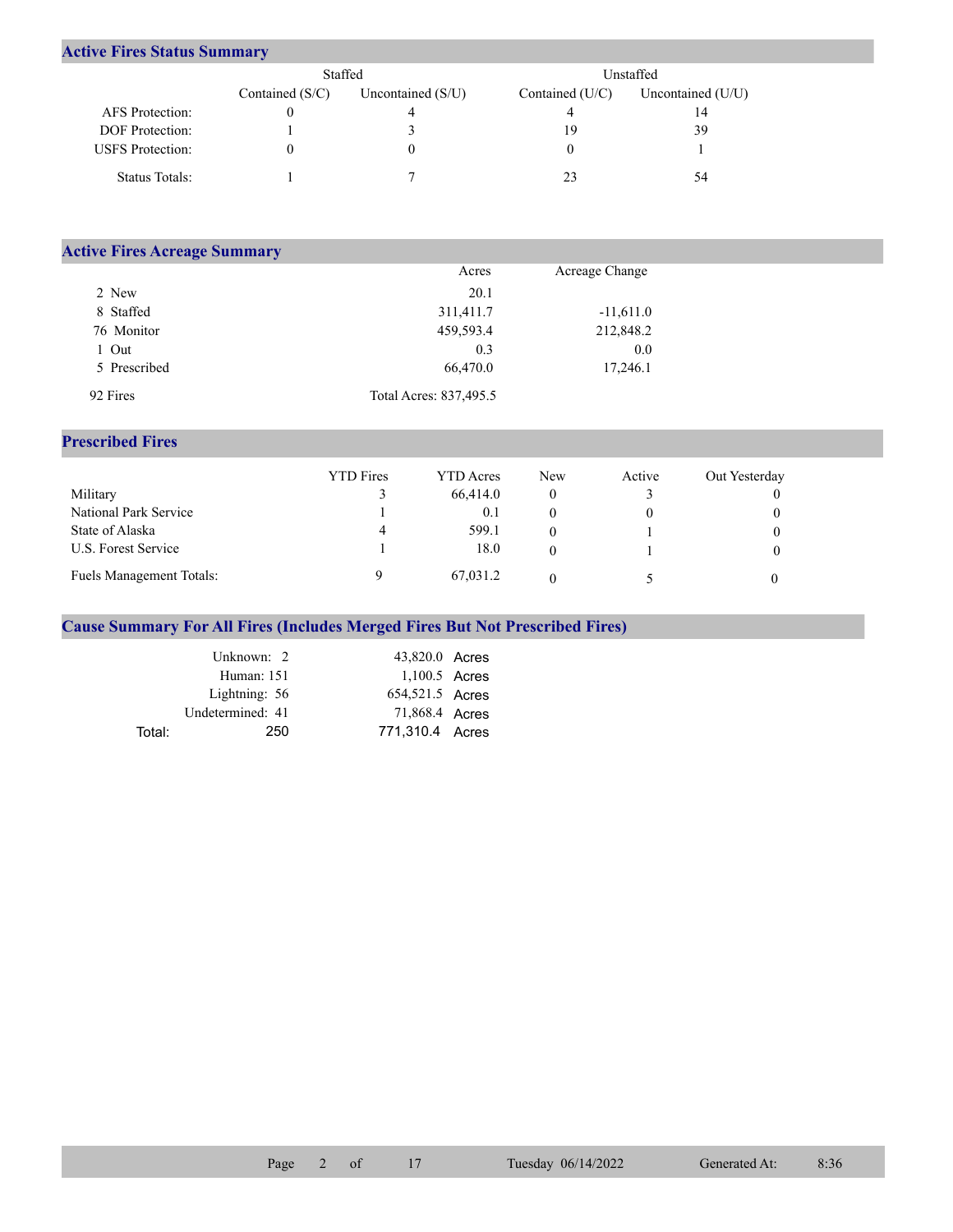## Active Fires Status Summary

| | Staffed | | Unstaffed | |
|---|---|---|---|---|
| | Contained (S/C) | Uncontained (S/U) | Contained (U/C) | Uncontained (U/U) |
| AFS Protection: | 0 | 4 | 4 | 14 |
| DOF Protection: | 1 | 3 | 19 | 39 |
| USFS Protection: | 0 | 0 | 0 | 1 |
| Status Totals: | 1 | 7 | 23 | 54 |

## Active Fires Acreage Summary

| | Acres | Acreage Change |
|---|---|---|
| 2 New | 20.1 | |
| 8 Staffed | 311,411.7 | -11,611.0 |
| 76 Monitor | 459,593.4 | 212,848.2 |
| 1 Out | 0.3 | 0.0 |
| 5 Prescribed | 66,470.0 | 17,246.1 |
| 92 Fires | Total Acres: 837,495.5 | |

## Prescribed Fires

| | YTD Fires | YTD Acres | New | Active | Out Yesterday |
|---|---|---|---|---|---|
| Military | 3 | 66,414.0 | 0 | 3 | 0 |
| National Park Service | 1 | 0.1 | 0 | 0 | 0 |
| State of Alaska | 4 | 599.1 | 0 | 1 | 0 |
| U.S. Forest Service | 1 | 18.0 | 0 | 1 | 0 |
| Fuels Management Totals: | 9 | 67,031.2 | 0 | 5 | 0 |

## Cause Summary For All Fires (Includes Merged Fires But Not Prescribed Fires)

| Cause | Fires | Acres |
|---|---|---|
| Unknown: | 2 | 43,820.0 Acres |
| Human: | 151 | 1,100.5 Acres |
| Lightning: | 56 | 654,521.5 Acres |
| Undetermined: | 41 | 71,868.4 Acres |
| Total: | 250 | 771,310.4 Acres |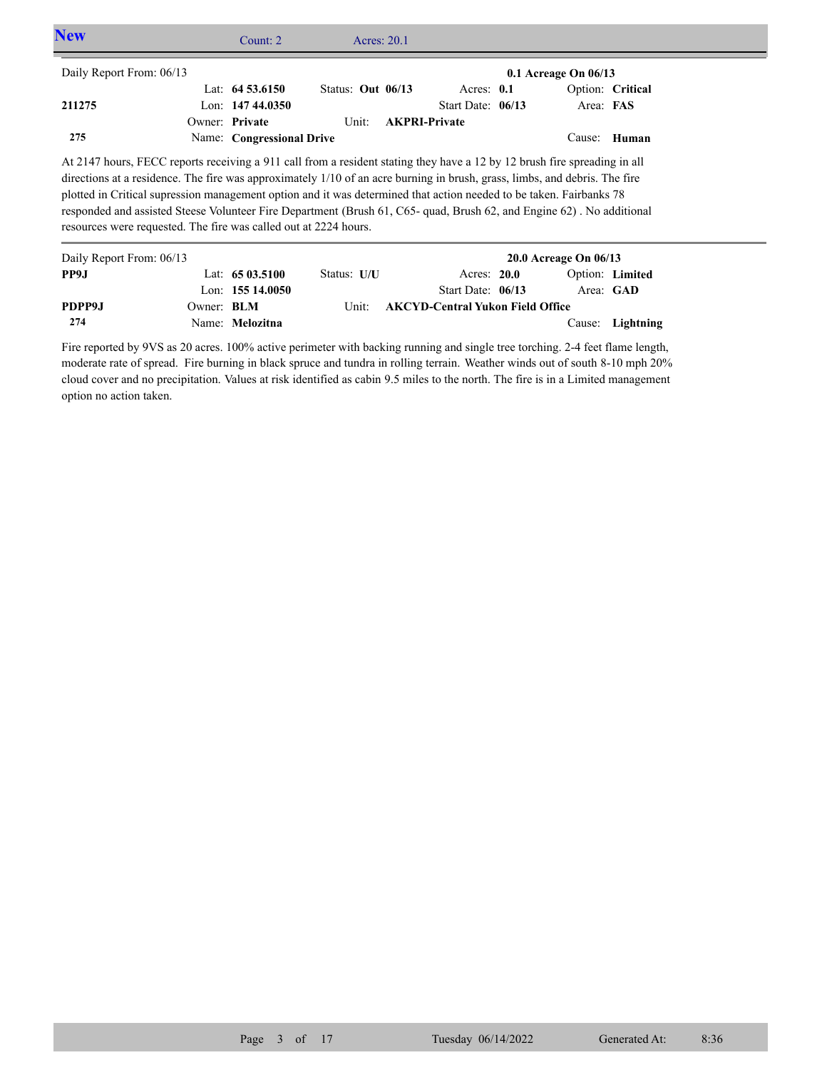## New

Count: 2 Acres: 20.1

---

| Daily Report From: 06/13 | | | | 0.1 Acreage On 06/13 |
|---|---|---|---|---|
| | Lat: **64 53.6150** | Status: **Out 06/13** | Acres: **0.1** | Option: **Critical** |
| **211275** | Lon: **147 44.0350** | | Start Date: **06/13** | Area: **FAS** |
| | Owner: **Private** | Unit: **AKPRI-Private** | | |
| **275** | Name: **Congressional Drive** | | | Cause: **Human** |

At 2147 hours, FECC reports receiving a 911 call from a resident stating they have a 12 by 12 brush fire spreading in all directions at a residence. The fire was approximately 1/10 of an acre burning in brush, grass, limbs, and debris. The fire plotted in Critical supression management option and it was determined that action needed to be taken. Fairbanks 78 responded and assisted Steese Volunteer Fire Department (Brush 61, C65- quad, Brush 62, and Engine 62) . No additional resources were requested. The fire was called out at 2224 hours.

---

| Daily Report From: 06/13 | | | | 20.0 Acreage On 06/13 |
|---|---|---|---|---|
| **PP9J** | Lat: **65 03.5100** | Status: **U/U** | Acres: **20.0** | Option: **Limited** |
| | Lon: **155 14.0050** | | Start Date: **06/13** | Area: **GAD** |
| **PDPP9J** | Owner: **BLM** | Unit: **AKCYD-Central Yukon Field Office** | | |
| **274** | Name: **Melozitna** | | | Cause: **Lightning** |

Fire reported by 9VS as 20 acres. 100% active perimeter with backing running and single tree torching. 2-4 feet flame length, moderate rate of spread. Fire burning in black spruce and tundra in rolling terrain. Weather winds out of south 8-10 mph 20% cloud cover and no precipitation. Values at risk identified as cabin 9.5 miles to the north. The fire is in a Limited management option no action taken.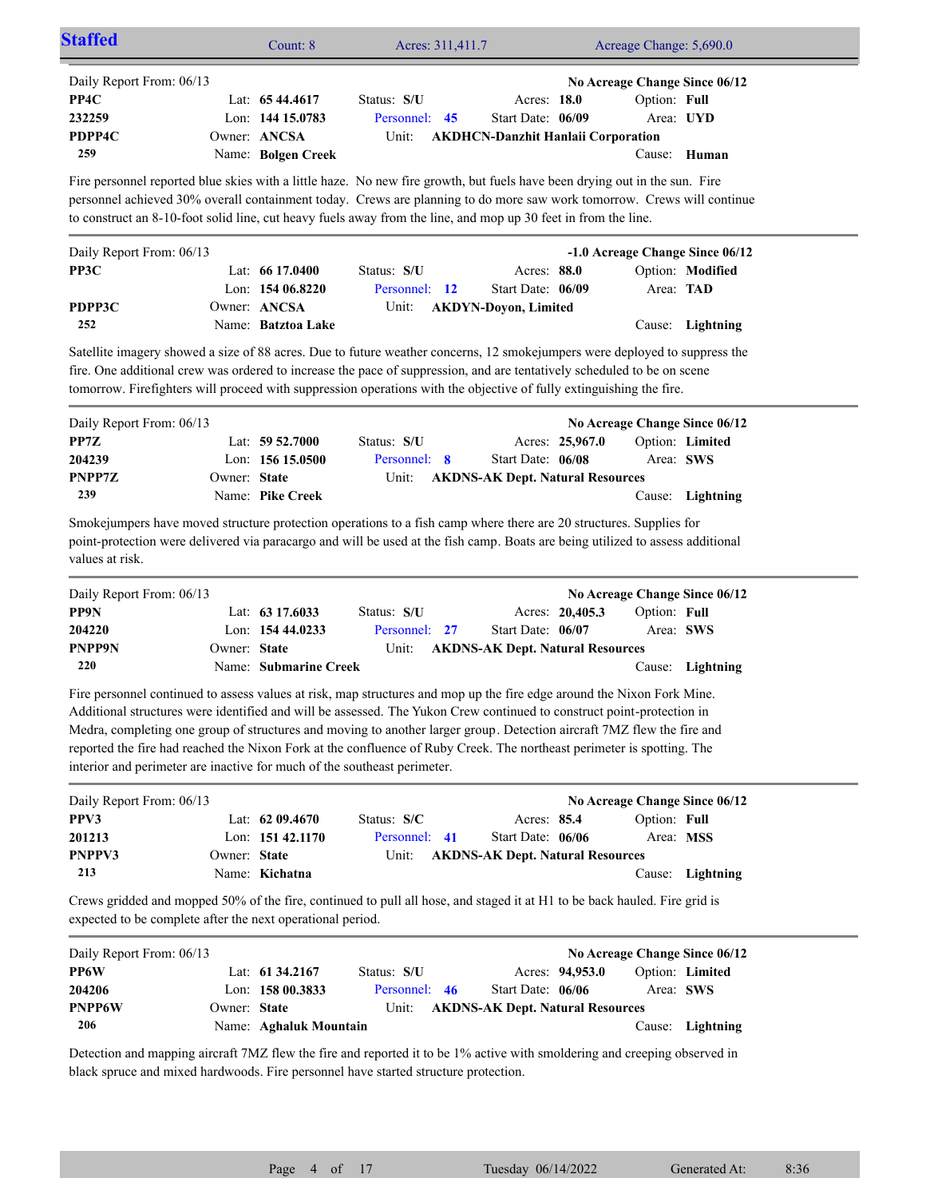## Staffed

Count: 8 | Acres: 311,411.7 | Acreage Change: 5,690.0

---

Daily Report From: 06/13 **No Acreage Change Since 06/12**

| | | | | |
|---|---|---|---|---|
| **PP4C** | Lat: **65 44.4617** | Status: **S/U** | Acres: **18.0** | Option: **Full** |
| **232259** | Lon: **144 15.0783** | Personnel: **45** | Start Date: **06/09** | Area: **UYD** |
| **PDPP4C** | Owner: **ANCSA** | Unit: **AKDHCN-Danzhit Hanlaii Corporation** | | |
| **259** | Name: **Bolgen Creek** | | | Cause: **Human** |

Fire personnel reported blue skies with a little haze. No new fire growth, but fuels have been drying out in the sun. Fire personnel achieved 30% overall containment today. Crews are planning to do more saw work tomorrow. Crews will continue to construct an 8-10-foot solid line, cut heavy fuels away from the line, and mop up 30 feet in from the line.

---

Daily Report From: 06/13 **-1.0 Acreage Change Since 06/12**

| | | | | |
|---|---|---|---|---|
| **PP3C** | Lat: **66 17.0400** | Status: **S/U** | Acres: **88.0** | Option: **Modified** |
| | Lon: **154 06.8220** | Personnel: **12** | Start Date: **06/09** | Area: **TAD** |
| **PDPP3C** | Owner: **ANCSA** | Unit: **AKDYN-Doyon, Limited** | | |
| **252** | Name: **Batztoa Lake** | | | Cause: **Lightning** |

Satellite imagery showed a size of 88 acres. Due to future weather concerns, 12 smokejumpers were deployed to suppress the fire. One additional crew was ordered to increase the pace of suppression, and are tentatively scheduled to be on scene tomorrow. Firefighters will proceed with suppression operations with the objective of fully extinguishing the fire.

---

Daily Report From: 06/13 **No Acreage Change Since 06/12**

| | | | | |
|---|---|---|---|---|
| **PP7Z** | Lat: **59 52.7000** | Status: **S/U** | Acres: **25,967.0** | Option: **Limited** |
| **204239** | Lon: **156 15.0500** | Personnel: **8** | Start Date: **06/08** | Area: **SWS** |
| **PNPP7Z** | Owner: **State** | Unit: **AKDNS-AK Dept. Natural Resources** | | |
| **239** | Name: **Pike Creek** | | | Cause: **Lightning** |

Smokejumpers have moved structure protection operations to a fish camp where there are 20 structures. Supplies for point-protection were delivered via paracargo and will be used at the fish camp. Boats are being utilized to assess additional values at risk.

---

Daily Report From: 06/13 **No Acreage Change Since 06/12**

| | | | | |
|---|---|---|---|---|
| **PP9N** | Lat: **63 17.6033** | Status: **S/U** | Acres: **20,405.3** | Option: **Full** |
| **204220** | Lon: **154 44.0233** | Personnel: **27** | Start Date: **06/07** | Area: **SWS** |
| **PNPP9N** | Owner: **State** | Unit: **AKDNS-AK Dept. Natural Resources** | | |
| **220** | Name: **Submarine Creek** | | | Cause: **Lightning** |

Fire personnel continued to assess values at risk, map structures and mop up the fire edge around the Nixon Fork Mine. Additional structures were identified and will be assessed. The Yukon Crew continued to construct point-protection in Medra, completing one group of structures and moving to another larger group. Detection aircraft 7MZ flew the fire and reported the fire had reached the Nixon Fork at the confluence of Ruby Creek. The northeast perimeter is spotting. The interior and perimeter are inactive for much of the southeast perimeter.

---

Daily Report From: 06/13 **No Acreage Change Since 06/12**

| | | | | |
|---|---|---|---|---|
| **PPV3** | Lat: **62 09.4670** | Status: **S/C** | Acres: **85.4** | Option: **Full** |
| **201213** | Lon: **151 42.1170** | Personnel: **41** | Start Date: **06/06** | Area: **MSS** |
| **PNPPV3** | Owner: **State** | Unit: **AKDNS-AK Dept. Natural Resources** | | |
| **213** | Name: **Kichatna** | | | Cause: **Lightning** |

Crews gridded and mopped 50% of the fire, continued to pull all hose, and staged it at H1 to be back hauled. Fire grid is expected to be complete after the next operational period.

---

Daily Report From: 06/13 **No Acreage Change Since 06/12**

| | | | | |
|---|---|---|---|---|
| **PP6W** | Lat: **61 34.2167** | Status: **S/U** | Acres: **94,953.0** | Option: **Limited** |
| **204206** | Lon: **158 00.3833** | Personnel: **46** | Start Date: **06/06** | Area: **SWS** |
| **PNPP6W** | Owner: **State** | Unit: **AKDNS-AK Dept. Natural Resources** | | |
| **206** | Name: **Aghaluk Mountain** | | | Cause: **Lightning** |

Detection and mapping aircraft 7MZ flew the fire and reported it to be 1% active with smoldering and creeping observed in black spruce and mixed hardwoods. Fire personnel have started structure protection.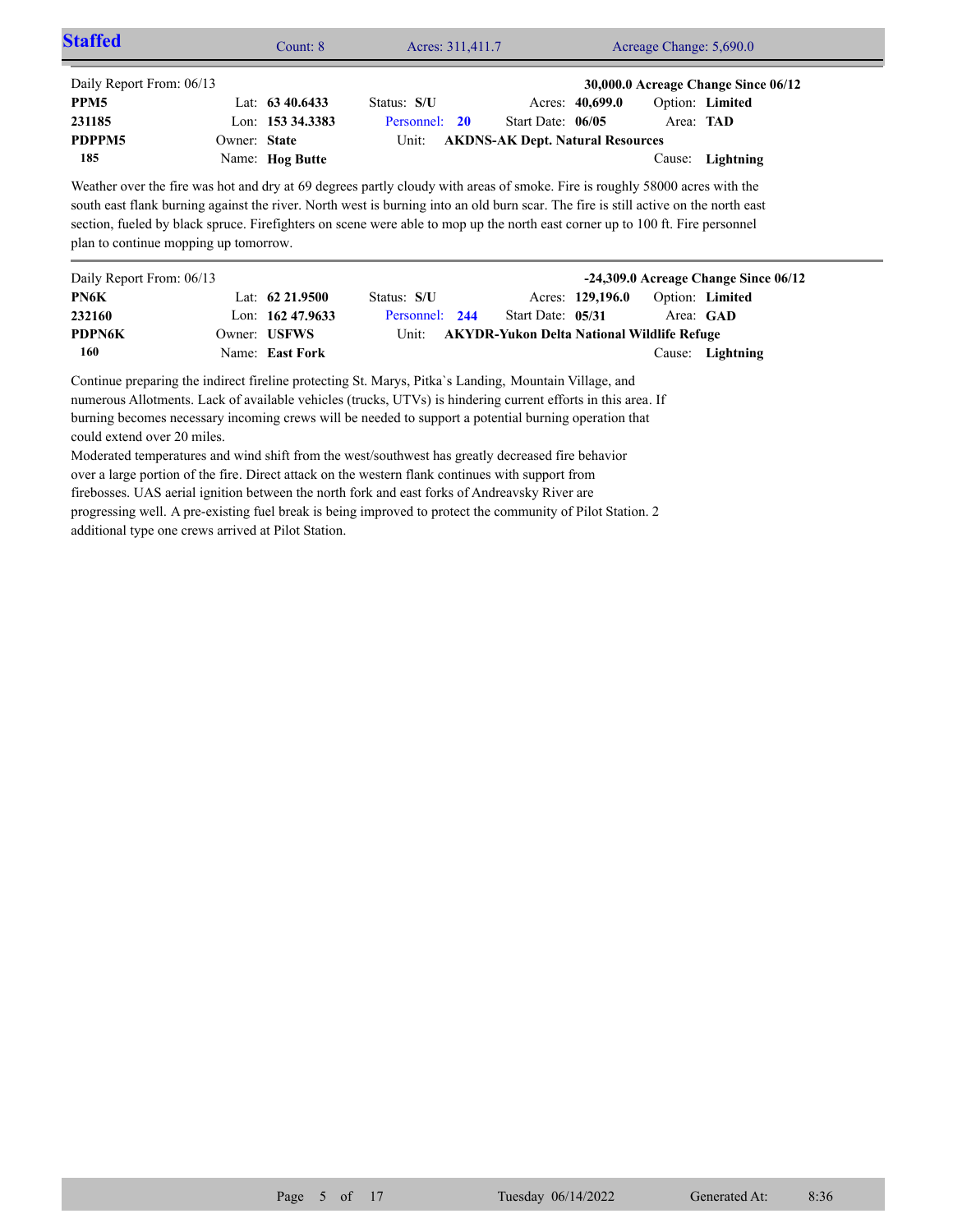## Staffed

Count: 8 | Acres: 311,411.7 | Acreage Change: 5,690.0

---

Daily Report From: 06/13 — **30,000.0 Acreage Change Since 06/12**

| | | | | |
|---|---|---|---|---|
| **PPM5** | Lat: **63 40.6433** | Status: **S/U** | Acres: **40,699.0** | Option: **Limited** |
| **231185** | Lon: **153 34.3383** | Personnel: **20** | Start Date: **06/05** | Area: **TAD** |
| **PDPPM5** | Owner: **State** | Unit: **AKDNS-AK Dept. Natural Resources** | | |
| **185** | Name: **Hog Butte** | | | Cause: **Lightning** |

Weather over the fire was hot and dry at 69 degrees partly cloudy with areas of smoke. Fire is roughly 58000 acres with the south east flank burning against the river. North west is burning into an old burn scar. The fire is still active on the north east section, fueled by black spruce. Firefighters on scene were able to mop up the north east corner up to 100 ft. Fire personnel plan to continue mopping up tomorrow.

---

Daily Report From: 06/13 — **-24,309.0 Acreage Change Since 06/12**

| | | | | |
|---|---|---|---|---|
| **PN6K** | Lat: **62 21.9500** | Status: **S/U** | Acres: **129,196.0** | Option: **Limited** |
| **232160** | Lon: **162 47.9633** | Personnel: **244** | Start Date: **05/31** | Area: **GAD** |
| **PDPN6K** | Owner: **USFWS** | Unit: **AKYDR-Yukon Delta National Wildlife Refuge** | | |
| **160** | Name: **East Fork** | | | Cause: **Lightning** |

Continue preparing the indirect fireline protecting St. Marys, Pitka`s Landing, Mountain Village, and numerous Allotments. Lack of available vehicles (trucks, UTVs) is hindering current efforts in this area. If burning becomes necessary incoming crews will be needed to support a potential burning operation that could extend over 20 miles.

Moderated temperatures and wind shift from the west/southwest has greatly decreased fire behavior over a large portion of the fire. Direct attack on the western flank continues with support from firebosses. UAS aerial ignition between the north fork and east forks of Andreavsky River are progressing well. A pre-existing fuel break is being improved to protect the community of Pilot Station. 2 additional type one crews arrived at Pilot Station.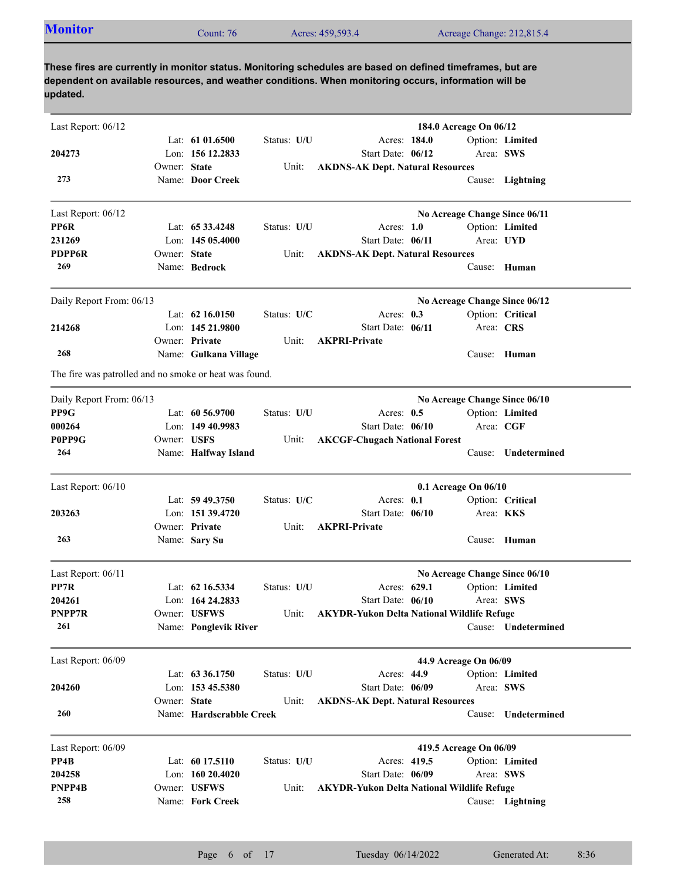## Monitor

Count: 76 | Acres: 459,593.4 | Acreage Change: 212,815.4

**These fires are currently in monitor status. Monitoring schedules are based on defined timeframes, but are dependent on available resources, and weather conditions. When monitoring occurs, information will be updated.**

---

Last Report: 06/12 — **184.0 Acreage On 06/12**

| | | | |
|---|---|---|---|
| | Lat: **61 01.6500** | Status: **U/U** | Acres: **184.0** | Option: **Limited** |
| **204273** | Lon: **156 12.2833** | | Start Date: **06/12** | Area: **SWS** |
| | Owner: **State** | Unit: **AKDNS-AK Dept. Natural Resources** | | |
| **273** | Name: **Door Creek** | | | Cause: **Lightning** |

---

Last Report: 06/12 — **No Acreage Change Since 06/11**

| | | | | |
|---|---|---|---|---|
| **PP6R** | Lat: **65 33.4248** | Status: **U/U** | Acres: **1.0** | Option: **Limited** |
| **231269** | Lon: **145 05.4000** | | Start Date: **06/11** | Area: **UYD** |
| **PDPP6R** | Owner: **State** | Unit: **AKDNS-AK Dept. Natural Resources** | | |
| **269** | Name: **Bedrock** | | | Cause: **Human** |

---

Daily Report From: 06/13 — **No Acreage Change Since 06/12**

| | | | | |
|---|---|---|---|---|
| | Lat: **62 16.0150** | Status: **U/C** | Acres: **0.3** | Option: **Critical** |
| **214268** | Lon: **145 21.9800** | | Start Date: **06/11** | Area: **CRS** |
| | Owner: **Private** | Unit: **AKPRI-Private** | | |
| **268** | Name: **Gulkana Village** | | | Cause: **Human** |

The fire was patrolled and no smoke or heat was found.

---

Daily Report From: 06/13 — **No Acreage Change Since 06/10**

| | | | | |
|---|---|---|---|---|
| **PP9G** | Lat: **60 56.9700** | Status: **U/U** | Acres: **0.5** | Option: **Limited** |
| **000264** | Lon: **149 40.9983** | | Start Date: **06/10** | Area: **CGF** |
| **P0PP9G** | Owner: **USFS** | Unit: **AKCGF-Chugach National Forest** | | |
| **264** | Name: **Halfway Island** | | | Cause: **Undetermined** |

---

Last Report: 06/10 — **0.1 Acreage On 06/10**

| | | | | |
|---|---|---|---|---|
| | Lat: **59 49.3750** | Status: **U/C** | Acres: **0.1** | Option: **Critical** |
| **203263** | Lon: **151 39.4720** | | Start Date: **06/10** | Area: **KKS** |
| | Owner: **Private** | Unit: **AKPRI-Private** | | |
| **263** | Name: **Sary Su** | | | Cause: **Human** |

---

Last Report: 06/11 — **No Acreage Change Since 06/10**

| | | | | |
|---|---|---|---|---|
| **PP7R** | Lat: **62 16.5334** | Status: **U/U** | Acres: **629.1** | Option: **Limited** |
| **204261** | Lon: **164 24.2833** | | Start Date: **06/10** | Area: **SWS** |
| **PNPP7R** | Owner: **USFWS** | Unit: **AKYDR-Yukon Delta National Wildlife Refuge** | | |
| **261** | Name: **Ponglevik River** | | | Cause: **Undetermined** |

---

Last Report: 06/09 — **44.9 Acreage On 06/09**

| | | | | |
|---|---|---|---|---|
| | Lat: **63 36.1750** | Status: **U/U** | Acres: **44.9** | Option: **Limited** |
| **204260** | Lon: **153 45.5380** | | Start Date: **06/09** | Area: **SWS** |
| | Owner: **State** | Unit: **AKDNS-AK Dept. Natural Resources** | | |
| **260** | Name: **Hardscrabble Creek** | | | Cause: **Undetermined** |

---

Last Report: 06/09 — **419.5 Acreage On 06/09**

| | | | | |
|---|---|---|---|---|
| **PP4B** | Lat: **60 17.5110** | Status: **U/U** | Acres: **419.5** | Option: **Limited** |
| **204258** | Lon: **160 20.4020** | | Start Date: **06/09** | Area: **SWS** |
| **PNPP4B** | Owner: **USFWS** | Unit: **AKYDR-Yukon Delta National Wildlife Refuge** | | |
| **258** | Name: **Fork Creek** | | | Cause: **Lightning** |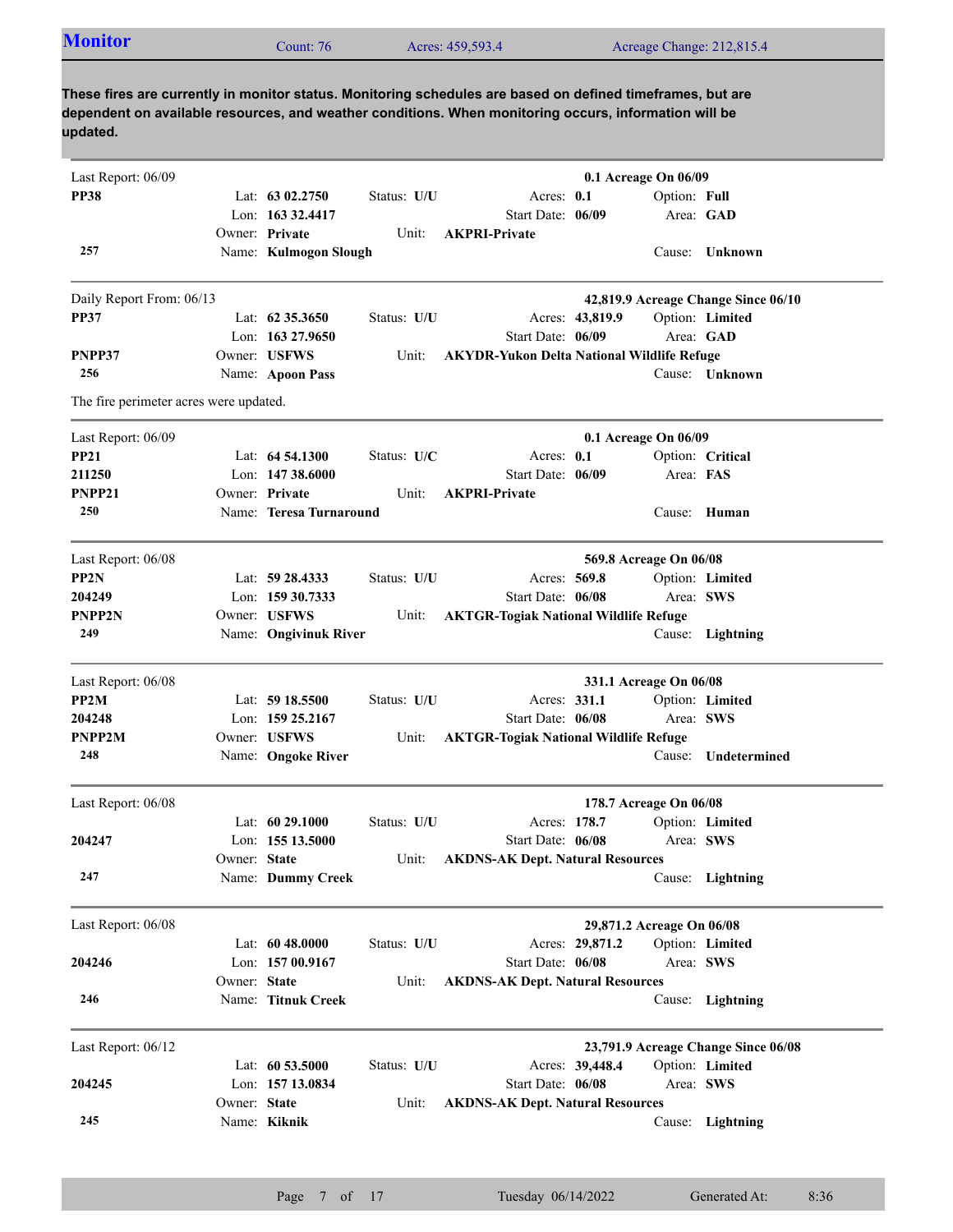## Monitor

Count: 76 | Acres: 459,593.4 | Acreage Change: 212,815.4

**These fires are currently in monitor status. Monitoring schedules are based on defined timeframes, but are dependent on available resources, and weather conditions. When monitoring occurs, information will be updated.**

---

Last Report: 06/09 — **0.1 Acreage On 06/09**

| | | | | |
|---|---|---|---|---|
| **PP38** | Lat: **63 02.2750** | Status: **U/U** | Acres: **0.1** | Option: **Full** |
| | Lon: **163 32.4417** | | Start Date: **06/09** | Area: **GAD** |
| | Owner: **Private** | Unit: **AKPRI-Private** | | |
| **257** | Name: **Kulmogon Slough** | | | Cause: **Unknown** |

---

Daily Report From: 06/13 — **42,819.9 Acreage Change Since 06/10**

| | | | | |
|---|---|---|---|---|
| **PP37** | Lat: **62 35.3650** | Status: **U/U** | Acres: **43,819.9** | Option: **Limited** |
| | Lon: **163 27.9650** | | Start Date: **06/09** | Area: **GAD** |
| **PNPP37** | Owner: **USFWS** | Unit: **AKYDR-Yukon Delta National Wildlife Refuge** | | |
| **256** | Name: **Apoon Pass** | | | Cause: **Unknown** |

The fire perimeter acres were updated.

---

Last Report: 06/09 — **0.1 Acreage On 06/09**

| | | | | |
|---|---|---|---|---|
| **PP21** | Lat: **64 54.1300** | Status: **U/C** | Acres: **0.1** | Option: **Critical** |
| **211250** | Lon: **147 38.6000** | | Start Date: **06/09** | Area: **FAS** |
| **PNPP21** | Owner: **Private** | Unit: **AKPRI-Private** | | |
| **250** | Name: **Teresa Turnaround** | | | Cause: **Human** |

---

Last Report: 06/08 — **569.8 Acreage On 06/08**

| | | | | |
|---|---|---|---|---|
| **PP2N** | Lat: **59 28.4333** | Status: **U/U** | Acres: **569.8** | Option: **Limited** |
| **204249** | Lon: **159 30.7333** | | Start Date: **06/08** | Area: **SWS** |
| **PNPP2N** | Owner: **USFWS** | Unit: **AKTGR-Togiak National Wildlife Refuge** | | |
| **249** | Name: **Ongivinuk River** | | | Cause: **Lightning** |

---

Last Report: 06/08 — **331.1 Acreage On 06/08**

| | | | | |
|---|---|---|---|---|
| **PP2M** | Lat: **59 18.5500** | Status: **U/U** | Acres: **331.1** | Option: **Limited** |
| **204248** | Lon: **159 25.2167** | | Start Date: **06/08** | Area: **SWS** |
| **PNPP2M** | Owner: **USFWS** | Unit: **AKTGR-Togiak National Wildlife Refuge** | | |
| **248** | Name: **Ongoke River** | | | Cause: **Undetermined** |

---

Last Report: 06/08 — **178.7 Acreage On 06/08**

| | | | | |
|---|---|---|---|---|
| | Lat: **60 29.1000** | Status: **U/U** | Acres: **178.7** | Option: **Limited** |
| **204247** | Lon: **155 13.5000** | | Start Date: **06/08** | Area: **SWS** |
| | Owner: **State** | Unit: **AKDNS-AK Dept. Natural Resources** | | |
| **247** | Name: **Dummy Creek** | | | Cause: **Lightning** |

---

Last Report: 06/08 — **29,871.2 Acreage On 06/08**

| | | | | |
|---|---|---|---|---|
| | Lat: **60 48.0000** | Status: **U/U** | Acres: **29,871.2** | Option: **Limited** |
| **204246** | Lon: **157 00.9167** | | Start Date: **06/08** | Area: **SWS** |
| | Owner: **State** | Unit: **AKDNS-AK Dept. Natural Resources** | | |
| **246** | Name: **Titnuk Creek** | | | Cause: **Lightning** |

---

Last Report: 06/12 — **23,791.9 Acreage Change Since 06/08**

| | | | | |
|---|---|---|---|---|
| | Lat: **60 53.5000** | Status: **U/U** | Acres: **39,448.4** | Option: **Limited** |
| **204245** | Lon: **157 13.0834** | | Start Date: **06/08** | Area: **SWS** |
| | Owner: **State** | Unit: **AKDNS-AK Dept. Natural Resources** | | |
| **245** | Name: **Kiknik** | | | Cause: **Lightning** |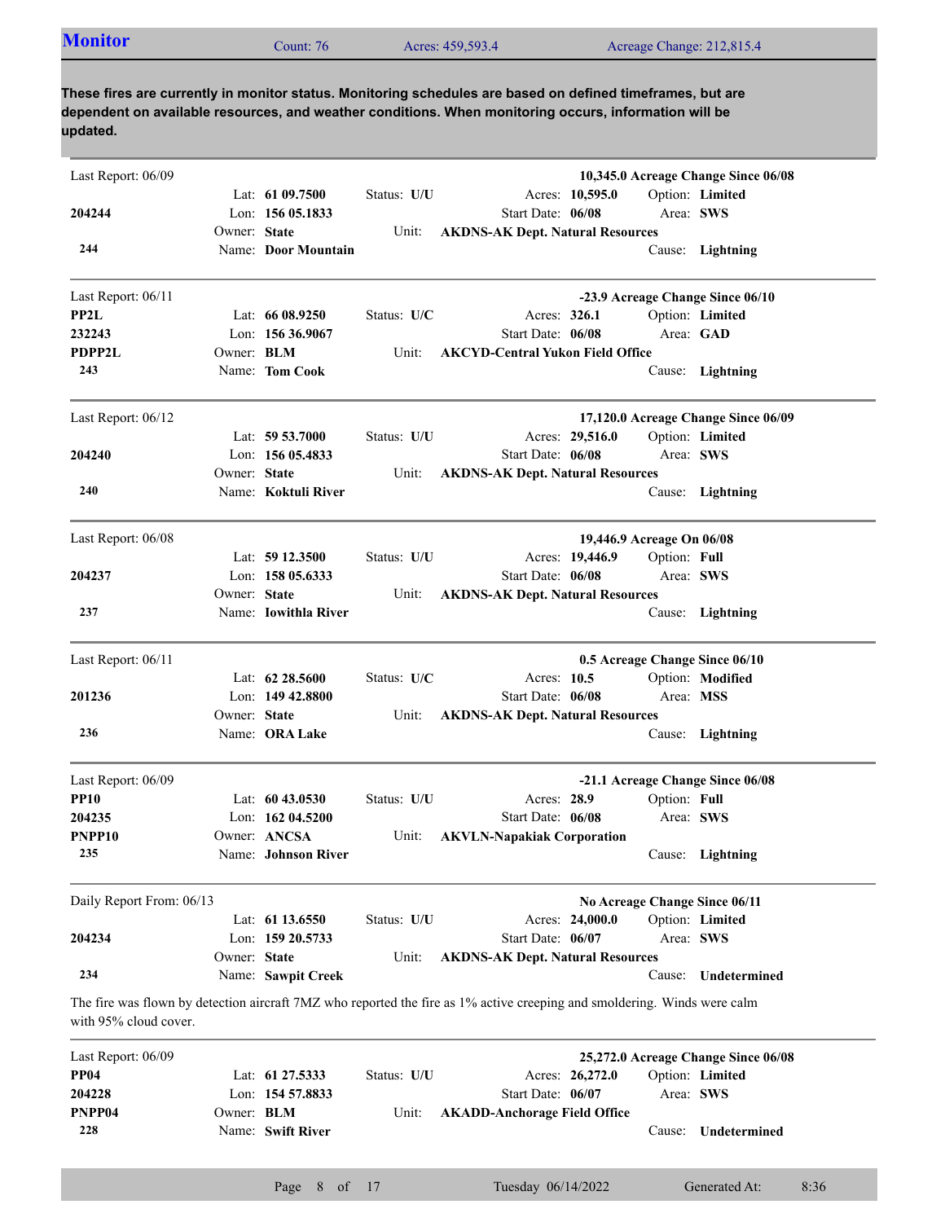## Monitor

Count: 76 | Acres: 459,593.4 | Acreage Change: 212,815.4

**These fires are currently in monitor status. Monitoring schedules are based on defined timeframes, but are dependent on available resources, and weather conditions. When monitoring occurs, information will be updated.**

---

Last Report: 06/09 — **10,345.0 Acreage Change Since 06/08**

| | | | |
|---|---|---|---|
| | Lat: **61 09.7500** | Status: **U/U** | Acres: **10,595.0** | Option: **Limited** |
| **204244** | Lon: **156 05.1833** | Start Date: **06/08** | Area: **SWS** |
| | Owner: **State** | Unit: **AKDNS-AK Dept. Natural Resources** | |
| **244** | Name: **Door Mountain** | | Cause: **Lightning** |

---

Last Report: 06/11 — **-23.9 Acreage Change Since 06/10**

| | | | |
|---|---|---|---|
| **PP2L** | Lat: **66 08.9250** | Status: **U/C** | Acres: **326.1** | Option: **Limited** |
| **232243** | Lon: **156 36.9067** | Start Date: **06/08** | Area: **GAD** |
| **PDPP2L** | Owner: **BLM** | Unit: **AKCYD-Central Yukon Field Office** | |
| **243** | Name: **Tom Cook** | | Cause: **Lightning** |

---

Last Report: 06/12 — **17,120.0 Acreage Change Since 06/09**

| | | | |
|---|---|---|---|
| | Lat: **59 53.7000** | Status: **U/U** | Acres: **29,516.0** | Option: **Limited** |
| **204240** | Lon: **156 05.4833** | Start Date: **06/08** | Area: **SWS** |
| | Owner: **State** | Unit: **AKDNS-AK Dept. Natural Resources** | |
| **240** | Name: **Koktuli River** | | Cause: **Lightning** |

---

Last Report: 06/08 — **19,446.9 Acreage On 06/08**

| | | | |
|---|---|---|---|
| | Lat: **59 12.3500** | Status: **U/U** | Acres: **19,446.9** | Option: **Full** |
| **204237** | Lon: **158 05.6333** | Start Date: **06/08** | Area: **SWS** |
| | Owner: **State** | Unit: **AKDNS-AK Dept. Natural Resources** | |
| **237** | Name: **Iowithla River** | | Cause: **Lightning** |

---

Last Report: 06/11 — **0.5 Acreage Change Since 06/10**

| | | | |
|---|---|---|---|
| | Lat: **62 28.5600** | Status: **U/C** | Acres: **10.5** | Option: **Modified** |
| **201236** | Lon: **149 42.8800** | Start Date: **06/08** | Area: **MSS** |
| | Owner: **State** | Unit: **AKDNS-AK Dept. Natural Resources** | |
| **236** | Name: **ORA Lake** | | Cause: **Lightning** |

---

Last Report: 06/09 — **-21.1 Acreage Change Since 06/08**

| | | | |
|---|---|---|---|
| **PP10** | Lat: **60 43.0530** | Status: **U/U** | Acres: **28.9** | Option: **Full** |
| **204235** | Lon: **162 04.5200** | Start Date: **06/08** | Area: **SWS** |
| **PNPP10** | Owner: **ANCSA** | Unit: **AKVLN-Napakiak Corporation** | |
| **235** | Name: **Johnson River** | | Cause: **Lightning** |

---

Daily Report From: 06/13 — **No Acreage Change Since 06/11**

| | | | |
|---|---|---|---|
| | Lat: **61 13.6550** | Status: **U/U** | Acres: **24,000.0** | Option: **Limited** |
| **204234** | Lon: **159 20.5733** | Start Date: **06/07** | Area: **SWS** |
| | Owner: **State** | Unit: **AKDNS-AK Dept. Natural Resources** | |
| **234** | Name: **Sawpit Creek** | | Cause: **Undetermined** |

The fire was flown by detection aircraft 7MZ who reported the fire as 1% active creeping and smoldering. Winds were calm with 95% cloud cover.

---

Last Report: 06/09 — **25,272.0 Acreage Change Since 06/08**

| | | | |
|---|---|---|---|
| **PP04** | Lat: **61 27.5333** | Status: **U/U** | Acres: **26,272.0** | Option: **Limited** |
| **204228** | Lon: **154 57.8833** | Start Date: **06/07** | Area: **SWS** |
| **PNPP04** | Owner: **BLM** | Unit: **AKADD-Anchorage Field Office** | |
| **228** | Name: **Swift River** | | Cause: **Undetermined** |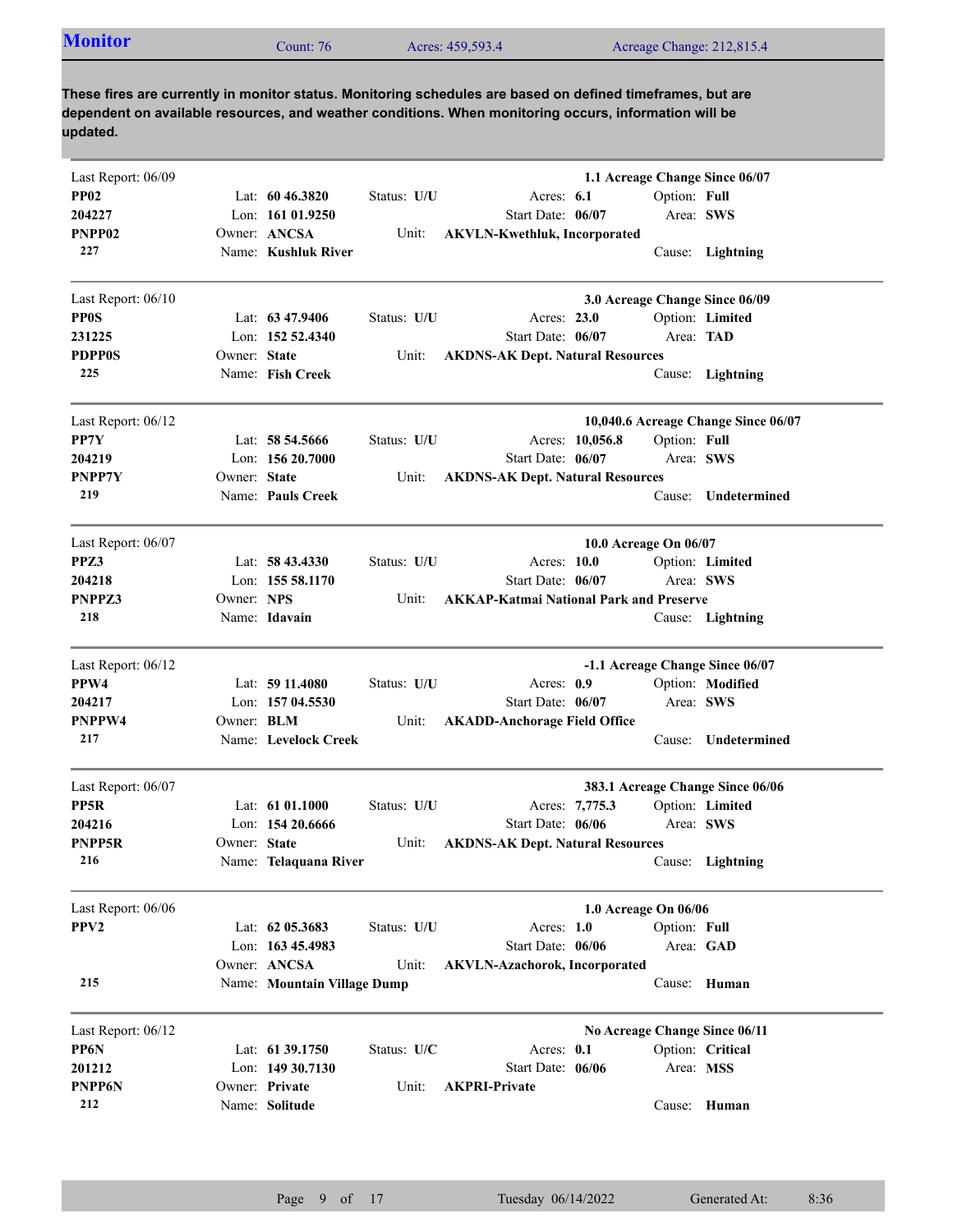## Monitor

Count: 76 | Acres: 459,593.4 | Acreage Change: 212,815.4

**These fires are currently in monitor status. Monitoring schedules are based on defined timeframes, but are dependent on available resources, and weather conditions. When monitoring occurs, information will be updated.**

---

Last Report: 06/09 — **1.1 Acreage Change Since 06/07**

**PP02**
**204227**
**PNPP02**
**227**

Lat: **60 46.3820** | Status: **U/U** | Acres: **6.1** | Option: **Full**
Lon: **161 01.9250** | Start Date: **06/07** | Area: **SWS**
Owner: **ANCSA** | Unit: **AKVLN-Kwethluk, Incorporated**
Name: **Kushluk River** | Cause: **Lightning**

---

Last Report: 06/10 — **3.0 Acreage Change Since 06/09**

**PP0S**
**231225**
**PDPP0S**
**225**

Lat: **63 47.9406** | Status: **U/U** | Acres: **23.0** | Option: **Limited**
Lon: **152 52.4340** | Start Date: **06/07** | Area: **TAD**
Owner: **State** | Unit: **AKDNS-AK Dept. Natural Resources**
Name: **Fish Creek** | Cause: **Lightning**

---

Last Report: 06/12 — **10,040.6 Acreage Change Since 06/07**

**PP7Y**
**204219**
**PNPP7Y**
**219**

Lat: **58 54.5666** | Status: **U/U** | Acres: **10,056.8** | Option: **Full**
Lon: **156 20.7000** | Start Date: **06/07** | Area: **SWS**
Owner: **State** | Unit: **AKDNS-AK Dept. Natural Resources**
Name: **Pauls Creek** | Cause: **Undetermined**

---

Last Report: 06/07 — **10.0 Acreage On 06/07**

**PPZ3**
**204218**
**PNPPZ3**
**218**

Lat: **58 43.4330** | Status: **U/U** | Acres: **10.0** | Option: **Limited**
Lon: **155 58.1170** | Start Date: **06/07** | Area: **SWS**
Owner: **NPS** | Unit: **AKKAP-Katmai National Park and Preserve**
Name: **Idavain** | Cause: **Lightning**

---

Last Report: 06/12 — **-1.1 Acreage Change Since 06/07**

**PPW4**
**204217**
**PNPPW4**
**217**

Lat: **59 11.4080** | Status: **U/U** | Acres: **0.9** | Option: **Modified**
Lon: **157 04.5530** | Start Date: **06/07** | Area: **SWS**
Owner: **BLM** | Unit: **AKADD-Anchorage Field Office**
Name: **Levelock Creek** | Cause: **Undetermined**

---

Last Report: 06/07 — **383.1 Acreage Change Since 06/06**

**PP5R**
**204216**
**PNPP5R**
**216**

Lat: **61 01.1000** | Status: **U/U** | Acres: **7,775.3** | Option: **Limited**
Lon: **154 20.6666** | Start Date: **06/06** | Area: **SWS**
Owner: **State** | Unit: **AKDNS-AK Dept. Natural Resources**
Name: **Telaquana River** | Cause: **Lightning**

---

Last Report: 06/06 — **1.0 Acreage On 06/06**

**PPV2**
**215**

Lat: **62 05.3683** | Status: **U/U** | Acres: **1.0** | Option: **Full**
Lon: **163 45.4983** | Start Date: **06/06** | Area: **GAD**
Owner: **ANCSA** | Unit: **AKVLN-Azachorok, Incorporated**
Name: **Mountain Village Dump** | Cause: **Human**

---

Last Report: 06/12 — **No Acreage Change Since 06/11**

**PP6N**
**201212**
**PNPP6N**
**212**

Lat: **61 39.1750** | Status: **U/C** | Acres: **0.1** | Option: **Critical**
Lon: **149 30.7130** | Start Date: **06/06** | Area: **MSS**
Owner: **Private** | Unit: **AKPRI-Private**
Name: **Solitude** | Cause: **Human**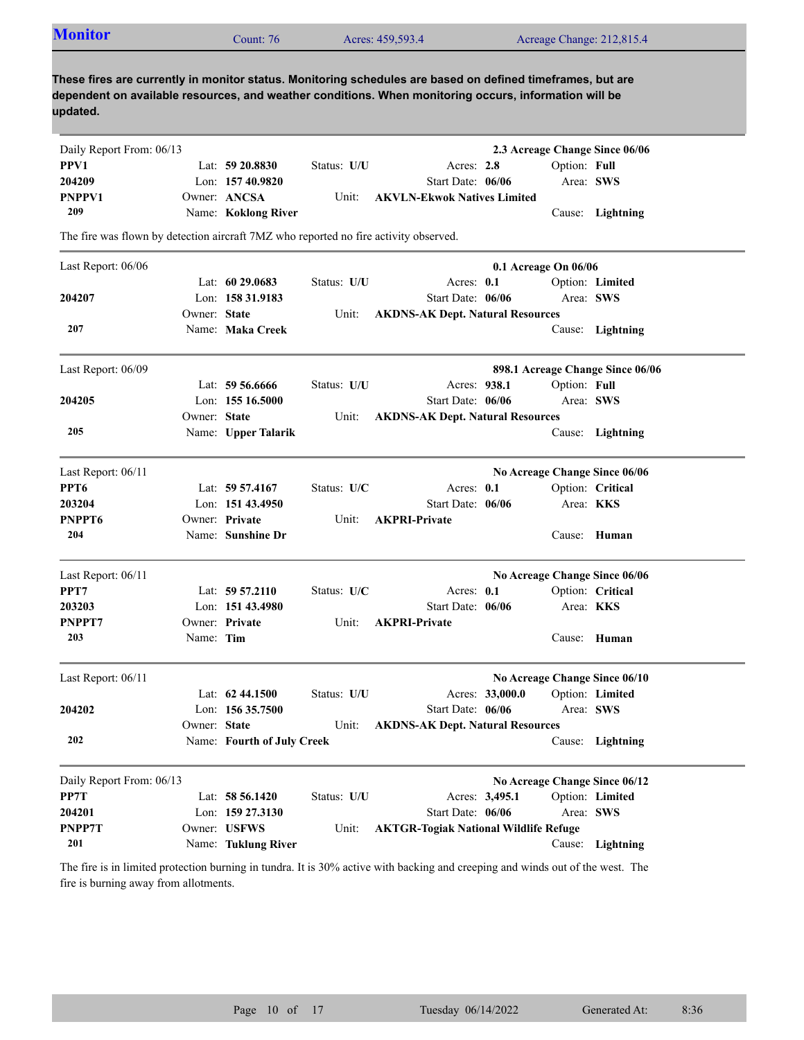## Monitor

Count: 76 | Acres: 459,593.4 | Acreage Change: 212,815.4

**These fires are currently in monitor status. Monitoring schedules are based on defined timeframes, but are dependent on available resources, and weather conditions. When monitoring occurs, information will be updated.**

---

Daily Report From: 06/13 — **2.3 Acreage Change Since 06/06**

**PPV1**
**204209**
**PNPPV1**
**209**

Lat: **59 20.8830** | Lon: **157 40.9820** | Owner: **ANCSA** | Name: **Koklong River**
Status: **U/U** | Acres: **2.8** | Start Date: **06/06** | Unit: **AKVLN-Ekwok Natives Limited**
Option: **Full** | Area: **SWS** | Cause: **Lightning**

The fire was flown by detection aircraft 7MZ who reported no fire activity observed.

---

Last Report: 06/06 — **0.1 Acreage On 06/06**

**204207**
**207**

Lat: **60 29.0683** | Lon: **158 31.9183** | Owner: **State** | Name: **Maka Creek**
Status: **U/U** | Acres: **0.1** | Start Date: **06/06** | Unit: **AKDNS-AK Dept. Natural Resources**
Option: **Limited** | Area: **SWS** | Cause: **Lightning**

---

Last Report: 06/09 — **898.1 Acreage Change Since 06/06**

**204205**
**205**

Lat: **59 56.6666** | Lon: **155 16.5000** | Owner: **State** | Name: **Upper Talarik**
Status: **U/U** | Acres: **938.1** | Start Date: **06/06** | Unit: **AKDNS-AK Dept. Natural Resources**
Option: **Full** | Area: **SWS** | Cause: **Lightning**

---

Last Report: 06/11 — **No Acreage Change Since 06/06**

**PPT6**
**203204**
**PNPPT6**
**204**

Lat: **59 57.4167** | Lon: **151 43.4950** | Owner: **Private** | Name: **Sunshine Dr**
Status: **U/C** | Acres: **0.1** | Start Date: **06/06** | Unit: **AKPRI-Private**
Option: **Critical** | Area: **KKS** | Cause: **Human**

---

Last Report: 06/11 — **No Acreage Change Since 06/06**

**PPT7**
**203203**
**PNPPT7**
**203**

Lat: **59 57.2110** | Lon: **151 43.4980** | Owner: **Private** | Name: **Tim**
Status: **U/C** | Acres: **0.1** | Start Date: **06/06** | Unit: **AKPRI-Private**
Option: **Critical** | Area: **KKS** | Cause: **Human**

---

Last Report: 06/11 — **No Acreage Change Since 06/10**

**204202**
**202**

Lat: **62 44.1500** | Lon: **156 35.7500** | Owner: **State** | Name: **Fourth of July Creek**
Status: **U/U** | Acres: **33,000.0** | Start Date: **06/06** | Unit: **AKDNS-AK Dept. Natural Resources**
Option: **Limited** | Area: **SWS** | Cause: **Lightning**

---

Daily Report From: 06/13 — **No Acreage Change Since 06/12**

**PP7T**
**204201**
**PNPP7T**
**201**

Lat: **58 56.1420** | Lon: **159 27.3130** | Owner: **USFWS** | Name: **Tuklung River**
Status: **U/U** | Acres: **3,495.1** | Start Date: **06/06** | Unit: **AKTGR-Togiak National Wildlife Refuge**
Option: **Limited** | Area: **SWS** | Cause: **Lightning**

The fire is in limited protection burning in tundra. It is 30% active with backing and creeping and winds out of the west. The fire is burning away from allotments.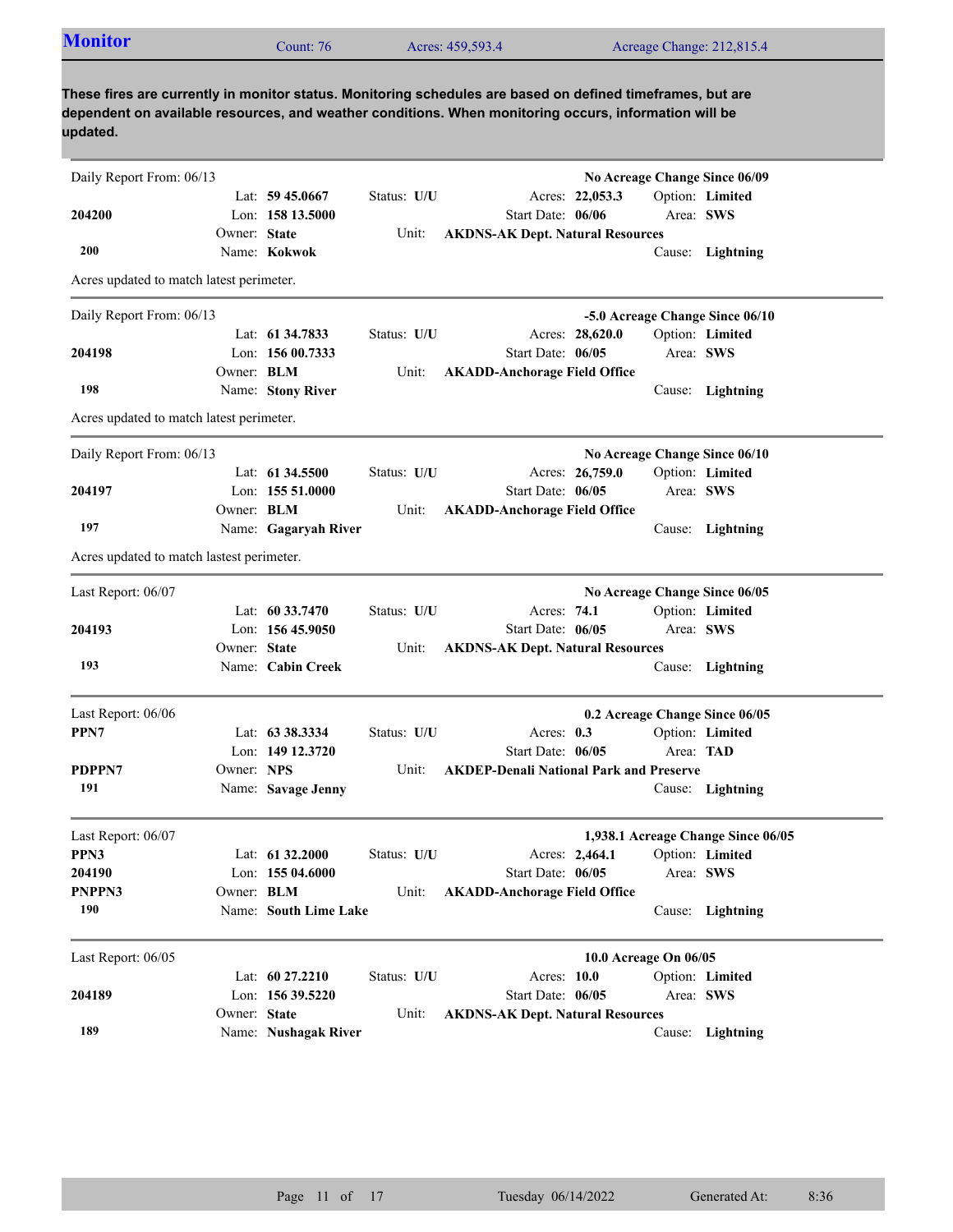## Monitor

Count: 76 | Acres: 459,593.4 | Acreage Change: 212,815.4

**These fires are currently in monitor status. Monitoring schedules are based on defined timeframes, but are dependent on available resources, and weather conditions. When monitoring occurs, information will be updated.**

---

Daily Report From: 06/13 — **No Acreage Change Since 06/09**

| | | | |
|---|---|---|---|
| | Lat: **59 45.0667** | Status: **U/U** | Acres: **22,053.3** | Option: **Limited** |
| **204200** | Lon: **158 13.5000** | | Start Date: **06/06** | Area: **SWS** |
| | Owner: **State** | Unit: **AKDNS-AK Dept. Natural Resources** | | |
| **200** | Name: **Kokwok** | | | Cause: **Lightning** |

Acres updated to match latest perimeter.

---

Daily Report From: 06/13 — **-5.0 Acreage Change Since 06/10**

| | | | |
|---|---|---|---|
| | Lat: **61 34.7833** | Status: **U/U** | Acres: **28,620.0** | Option: **Limited** |
| **204198** | Lon: **156 00.7333** | | Start Date: **06/05** | Area: **SWS** |
| | Owner: **BLM** | Unit: **AKADD-Anchorage Field Office** | | |
| **198** | Name: **Stony River** | | | Cause: **Lightning** |

Acres updated to match latest perimeter.

---

Daily Report From: 06/13 — **No Acreage Change Since 06/10**

| | | | |
|---|---|---|---|
| | Lat: **61 34.5500** | Status: **U/U** | Acres: **26,759.0** | Option: **Limited** |
| **204197** | Lon: **155 51.0000** | | Start Date: **06/05** | Area: **SWS** |
| | Owner: **BLM** | Unit: **AKADD-Anchorage Field Office** | | |
| **197** | Name: **Gagaryah River** | | | Cause: **Lightning** |

Acres updated to match lastest perimeter.

---

Last Report: 06/07 — **No Acreage Change Since 06/05**

| | | | |
|---|---|---|---|
| | Lat: **60 33.7470** | Status: **U/U** | Acres: **74.1** | Option: **Limited** |
| **204193** | Lon: **156 45.9050** | | Start Date: **06/05** | Area: **SWS** |
| | Owner: **State** | Unit: **AKDNS-AK Dept. Natural Resources** | | |
| **193** | Name: **Cabin Creek** | | | Cause: **Lightning** |

---

Last Report: 06/06 — **0.2 Acreage Change Since 06/05**

| | | | |
|---|---|---|---|
| **PPN7** | Lat: **63 38.3334** | Status: **U/U** | Acres: **0.3** | Option: **Limited** |
| | Lon: **149 12.3720** | | Start Date: **06/05** | Area: **TAD** |
| **PDPPN7** | Owner: **NPS** | Unit: **AKDEP-Denali National Park and Preserve** | | |
| **191** | Name: **Savage Jenny** | | | Cause: **Lightning** |

---

Last Report: 06/07 — **1,938.1 Acreage Change Since 06/05**

| | | | |
|---|---|---|---|
| **PPN3** | Lat: **61 32.2000** | Status: **U/U** | Acres: **2,464.1** | Option: **Limited** |
| **204190** | Lon: **155 04.6000** | | Start Date: **06/05** | Area: **SWS** |
| **PNPPN3** | Owner: **BLM** | Unit: **AKADD-Anchorage Field Office** | | |
| **190** | Name: **South Lime Lake** | | | Cause: **Lightning** |

---

Last Report: 06/05 — **10.0 Acreage On 06/05**

| | | | |
|---|---|---|---|
| | Lat: **60 27.2210** | Status: **U/U** | Acres: **10.0** | Option: **Limited** |
| **204189** | Lon: **156 39.5220** | | Start Date: **06/05** | Area: **SWS** |
| | Owner: **State** | Unit: **AKDNS-AK Dept. Natural Resources** | | |
| **189** | Name: **Nushagak River** | | | Cause: **Lightning** |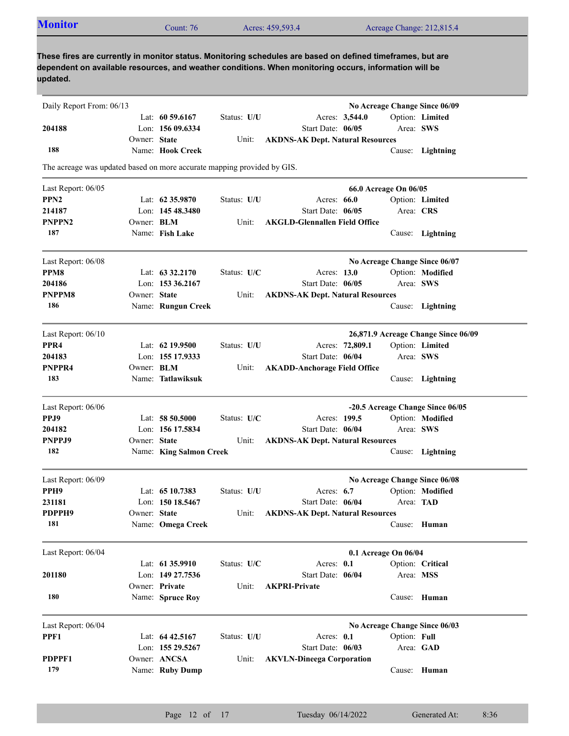## Monitor

Count: 76 | Acres: 459,593.4 | Acreage Change: 212,815.4

**These fires are currently in monitor status. Monitoring schedules are based on defined timeframes, but are dependent on available resources, and weather conditions. When monitoring occurs, information will be updated.**

---

Daily Report From: 06/13 | **No Acreage Change Since 06/09**

| | | | |
|---|---|---|---|
| | Lat: **60 59.6167** | Status: **U/U** | Acres: **3,544.0** | Option: **Limited** |
| **204188** | Lon: **156 09.6334** | | Start Date: **06/05** | Area: **SWS** |
| | Owner: **State** | Unit: **AKDNS-AK Dept. Natural Resources** | | |
| **188** | Name: **Hook Creek** | | | Cause: **Lightning** |

The acreage was updated based on more accurate mapping provided by GIS.

---

Last Report: 06/05 | **66.0 Acreage On 06/05**

| | | | | |
|---|---|---|---|---|
| **PPN2** | Lat: **62 35.9870** | Status: **U/U** | Acres: **66.0** | Option: **Limited** |
| **214187** | Lon: **145 48.3480** | | Start Date: **06/05** | Area: **CRS** |
| **PNPPN2** | Owner: **BLM** | Unit: **AKGLD-Glennallen Field Office** | | |
| **187** | Name: **Fish Lake** | | | Cause: **Lightning** |

---

Last Report: 06/08 | **No Acreage Change Since 06/07**

| | | | | |
|---|---|---|---|---|
| **PPM8** | Lat: **63 32.2170** | Status: **U/C** | Acres: **13.0** | Option: **Modified** |
| **204186** | Lon: **153 36.2167** | | Start Date: **06/05** | Area: **SWS** |
| **PNPPM8** | Owner: **State** | Unit: **AKDNS-AK Dept. Natural Resources** | | |
| **186** | Name: **Rungun Creek** | | | Cause: **Lightning** |

---

Last Report: 06/10 | **26,871.9 Acreage Change Since 06/09**

| | | | | |
|---|---|---|---|---|
| **PPR4** | Lat: **62 19.9500** | Status: **U/U** | Acres: **72,809.1** | Option: **Limited** |
| **204183** | Lon: **155 17.9333** | | Start Date: **06/04** | Area: **SWS** |
| **PNPPR4** | Owner: **BLM** | Unit: **AKADD-Anchorage Field Office** | | |
| **183** | Name: **Tatlawiksuk** | | | Cause: **Lightning** |

---

Last Report: 06/06 | **-20.5 Acreage Change Since 06/05**

| | | | | |
|---|---|---|---|---|
| **PPJ9** | Lat: **58 50.5000** | Status: **U/C** | Acres: **199.5** | Option: **Modified** |
| **204182** | Lon: **156 17.5834** | | Start Date: **06/04** | Area: **SWS** |
| **PNPPJ9** | Owner: **State** | Unit: **AKDNS-AK Dept. Natural Resources** | | |
| **182** | Name: **King Salmon Creek** | | | Cause: **Lightning** |

---

Last Report: 06/09 | **No Acreage Change Since 06/08**

| | | | | |
|---|---|---|---|---|
| **PPH9** | Lat: **65 10.7383** | Status: **U/U** | Acres: **6.7** | Option: **Modified** |
| **231181** | Lon: **150 18.5467** | | Start Date: **06/04** | Area: **TAD** |
| **PDPPH9** | Owner: **State** | Unit: **AKDNS-AK Dept. Natural Resources** | | |
| **181** | Name: **Omega Creek** | | | Cause: **Human** |

---

Last Report: 06/04 | **0.1 Acreage On 06/04**

| | | | | |
|---|---|---|---|---|
| | Lat: **61 35.9910** | Status: **U/C** | Acres: **0.1** | Option: **Critical** |
| **201180** | Lon: **149 27.7536** | | Start Date: **06/04** | Area: **MSS** |
| | Owner: **Private** | Unit: **AKPRI-Private** | | |
| **180** | Name: **Spruce Roy** | | | Cause: **Human** |

---

Last Report: 06/04 | **No Acreage Change Since 06/03**

| | | | | |
|---|---|---|---|---|
| **PPF1** | Lat: **64 42.5167** | Status: **U/U** | Acres: **0.1** | Option: **Full** |
| | Lon: **155 29.5267** | | Start Date: **06/03** | Area: **GAD** |
| **PDPPF1** | Owner: **ANCSA** | Unit: **AKVLN-Dineega Corporation** | | |
| **179** | Name: **Ruby Dump** | | | Cause: **Human** |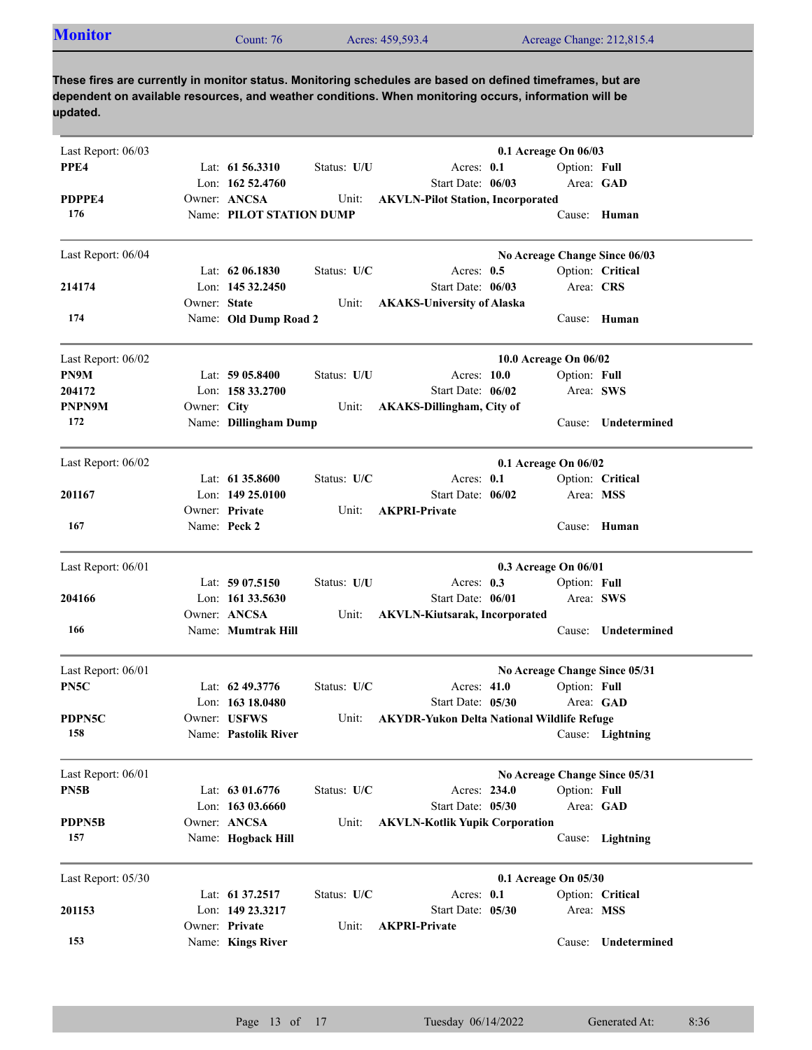## Monitor

Count: 76 | Acres: 459,593.4 | Acreage Change: 212,815.4

**These fires are currently in monitor status. Monitoring schedules are based on defined timeframes, but are dependent on available resources, and weather conditions. When monitoring occurs, information will be updated.**

---

Last Report: 06/03 — **0.1 Acreage On 06/03**

**PPE4**
**PDPPE4**
**176**

| | | | |
|---|---|---|---|
| Lat: **61 56.3310** | Status: **U/U** | Acres: **0.1** | Option: **Full** |
| Lon: **162 52.4760** | | Start Date: **06/03** | Area: **GAD** |
| Owner: **ANCSA** | Unit: **AKVLN-Pilot Station, Incorporated** | | |
| Name: **PILOT STATION DUMP** | | | Cause: **Human** |

---

Last Report: 06/04 — **No Acreage Change Since 06/03**

**214174**
**174**

| | | | |
|---|---|---|---|
| Lat: **62 06.1830** | Status: **U/C** | Acres: **0.5** | Option: **Critical** |
| Lon: **145 32.2450** | | Start Date: **06/03** | Area: **CRS** |
| Owner: **State** | Unit: **AKAKS-University of Alaska** | | |
| Name: **Old Dump Road 2** | | | Cause: **Human** |

---

Last Report: 06/02 — **10.0 Acreage On 06/02**

**PN9M**
**204172**
**PNPN9M**
**172**

| | | | |
|---|---|---|---|
| Lat: **59 05.8400** | Status: **U/U** | Acres: **10.0** | Option: **Full** |
| Lon: **158 33.2700** | | Start Date: **06/02** | Area: **SWS** |
| Owner: **City** | Unit: **AKAKS-Dillingham, City of** | | |
| Name: **Dillingham Dump** | | | Cause: **Undetermined** |

---

Last Report: 06/02 — **0.1 Acreage On 06/02**

**201167**
**167**

| | | | |
|---|---|---|---|
| Lat: **61 35.8600** | Status: **U/C** | Acres: **0.1** | Option: **Critical** |
| Lon: **149 25.0100** | | Start Date: **06/02** | Area: **MSS** |
| Owner: **Private** | Unit: **AKPRI-Private** | | |
| Name: **Peck 2** | | | Cause: **Human** |

---

Last Report: 06/01 — **0.3 Acreage On 06/01**

**204166**
**166**

| | | | |
|---|---|---|---|
| Lat: **59 07.5150** | Status: **U/U** | Acres: **0.3** | Option: **Full** |
| Lon: **161 33.5630** | | Start Date: **06/01** | Area: **SWS** |
| Owner: **ANCSA** | Unit: **AKVLN-Kiutsarak, Incorporated** | | |
| Name: **Mumtrak Hill** | | | Cause: **Undetermined** |

---

Last Report: 06/01 — **No Acreage Change Since 05/31**

**PN5C**
**PDPN5C**
**158**

| | | | |
|---|---|---|---|
| Lat: **62 49.3776** | Status: **U/C** | Acres: **41.0** | Option: **Full** |
| Lon: **163 18.0480** | | Start Date: **05/30** | Area: **GAD** |
| Owner: **USFWS** | Unit: **AKYDR-Yukon Delta National Wildlife Refuge** | | |
| Name: **Pastolik River** | | | Cause: **Lightning** |

---

Last Report: 06/01 — **No Acreage Change Since 05/31**

**PN5B**
**PDPN5B**
**157**

| | | | |
|---|---|---|---|
| Lat: **63 01.6776** | Status: **U/C** | Acres: **234.0** | Option: **Full** |
| Lon: **163 03.6660** | | Start Date: **05/30** | Area: **GAD** |
| Owner: **ANCSA** | Unit: **AKVLN-Kotlik Yupik Corporation** | | |
| Name: **Hogback Hill** | | | Cause: **Lightning** |

---

Last Report: 05/30 — **0.1 Acreage On 05/30**

**201153**
**153**

| | | | |
|---|---|---|---|
| Lat: **61 37.2517** | Status: **U/C** | Acres: **0.1** | Option: **Critical** |
| Lon: **149 23.3217** | | Start Date: **05/30** | Area: **MSS** |
| Owner: **Private** | Unit: **AKPRI-Private** | | |
| Name: **Kings River** | | | Cause: **Undetermined** |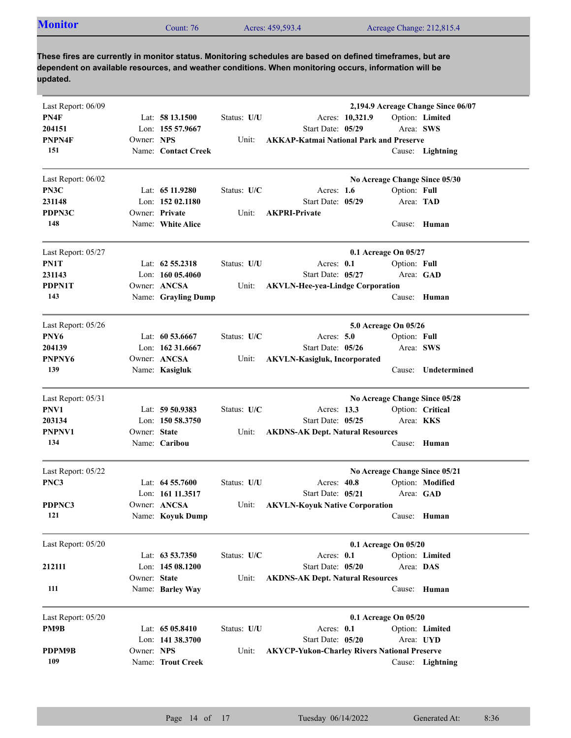## Monitor

Count: 76 | Acres: 459,593.4 | Acreage Change: 212,815.4

**These fires are currently in monitor status. Monitoring schedules are based on defined timeframes, but are dependent on available resources, and weather conditions. When monitoring occurs, information will be updated.**

---

Last Report: 06/09 — **2,194.9 Acreage Change Since 06/07**

| | | | |
|---|---|---|---|
| **PN4F** | Lat: **58 13.1500** | Status: **U/U** | Acres: **10,321.9** | Option: **Limited** |
| **204151** | Lon: **155 57.9667** | | Start Date: **05/29** | Area: **SWS** |
| **PNPN4F** | Owner: **NPS** | Unit: **AKKAP-Katmai National Park and Preserve** | | |
| **151** | Name: **Contact Creek** | | | Cause: **Lightning** |

---

Last Report: 06/02 — **No Acreage Change Since 05/30**

| | | | | |
|---|---|---|---|---|
| **PN3C** | Lat: **65 11.9280** | Status: **U/C** | Acres: **1.6** | Option: **Full** |
| **231148** | Lon: **152 02.1180** | | Start Date: **05/29** | Area: **TAD** |
| **PDPN3C** | Owner: **Private** | Unit: **AKPRI-Private** | | |
| **148** | Name: **White Alice** | | | Cause: **Human** |

---

Last Report: 05/27 — **0.1 Acreage On 05/27**

| | | | | |
|---|---|---|---|---|
| **PN1T** | Lat: **62 55.2318** | Status: **U/U** | Acres: **0.1** | Option: **Full** |
| **231143** | Lon: **160 05.4060** | | Start Date: **05/27** | Area: **GAD** |
| **PDPN1T** | Owner: **ANCSA** | Unit: **AKVLN-Hee-yea-Lindge Corporation** | | |
| **143** | Name: **Grayling Dump** | | | Cause: **Human** |

---

Last Report: 05/26 — **5.0 Acreage On 05/26**

| | | | | |
|---|---|---|---|---|
| **PNY6** | Lat: **60 53.6667** | Status: **U/C** | Acres: **5.0** | Option: **Full** |
| **204139** | Lon: **162 31.6667** | | Start Date: **05/26** | Area: **SWS** |
| **PNPNY6** | Owner: **ANCSA** | Unit: **AKVLN-Kasigluk, Incorporated** | | |
| **139** | Name: **Kasigluk** | | | Cause: **Undetermined** |

---

Last Report: 05/31 — **No Acreage Change Since 05/28**

| | | | | |
|---|---|---|---|---|
| **PNV1** | Lat: **59 50.9383** | Status: **U/C** | Acres: **13.3** | Option: **Critical** |
| **203134** | Lon: **150 58.3750** | | Start Date: **05/25** | Area: **KKS** |
| **PNPNV1** | Owner: **State** | Unit: **AKDNS-AK Dept. Natural Resources** | | |
| **134** | Name: **Caribou** | | | Cause: **Human** |

---

Last Report: 05/22 — **No Acreage Change Since 05/21**

| | | | | |
|---|---|---|---|---|
| **PNC3** | Lat: **64 55.7600** | Status: **U/U** | Acres: **40.8** | Option: **Modified** |
| | Lon: **161 11.3517** | | Start Date: **05/21** | Area: **GAD** |
| **PDPNC3** | Owner: **ANCSA** | Unit: **AKVLN-Koyuk Native Corporation** | | |
| **121** | Name: **Koyuk Dump** | | | Cause: **Human** |

---

Last Report: 05/20 — **0.1 Acreage On 05/20**

| | | | | |
|---|---|---|---|---|
| | Lat: **63 53.7350** | Status: **U/C** | Acres: **0.1** | Option: **Limited** |
| **212111** | Lon: **145 08.1200** | | Start Date: **05/20** | Area: **DAS** |
| | Owner: **State** | Unit: **AKDNS-AK Dept. Natural Resources** | | |
| **111** | Name: **Barley Way** | | | Cause: **Human** |

---

Last Report: 05/20 — **0.1 Acreage On 05/20**

| | | | | |
|---|---|---|---|---|
| **PM9B** | Lat: **65 05.8410** | Status: **U/U** | Acres: **0.1** | Option: **Limited** |
| | Lon: **141 38.3700** | | Start Date: **05/20** | Area: **UYD** |
| **PDPM9B** | Owner: **NPS** | Unit: **AKYCP-Yukon-Charley Rivers National Preserve** | | |
| **109** | Name: **Trout Creek** | | | Cause: **Lightning** |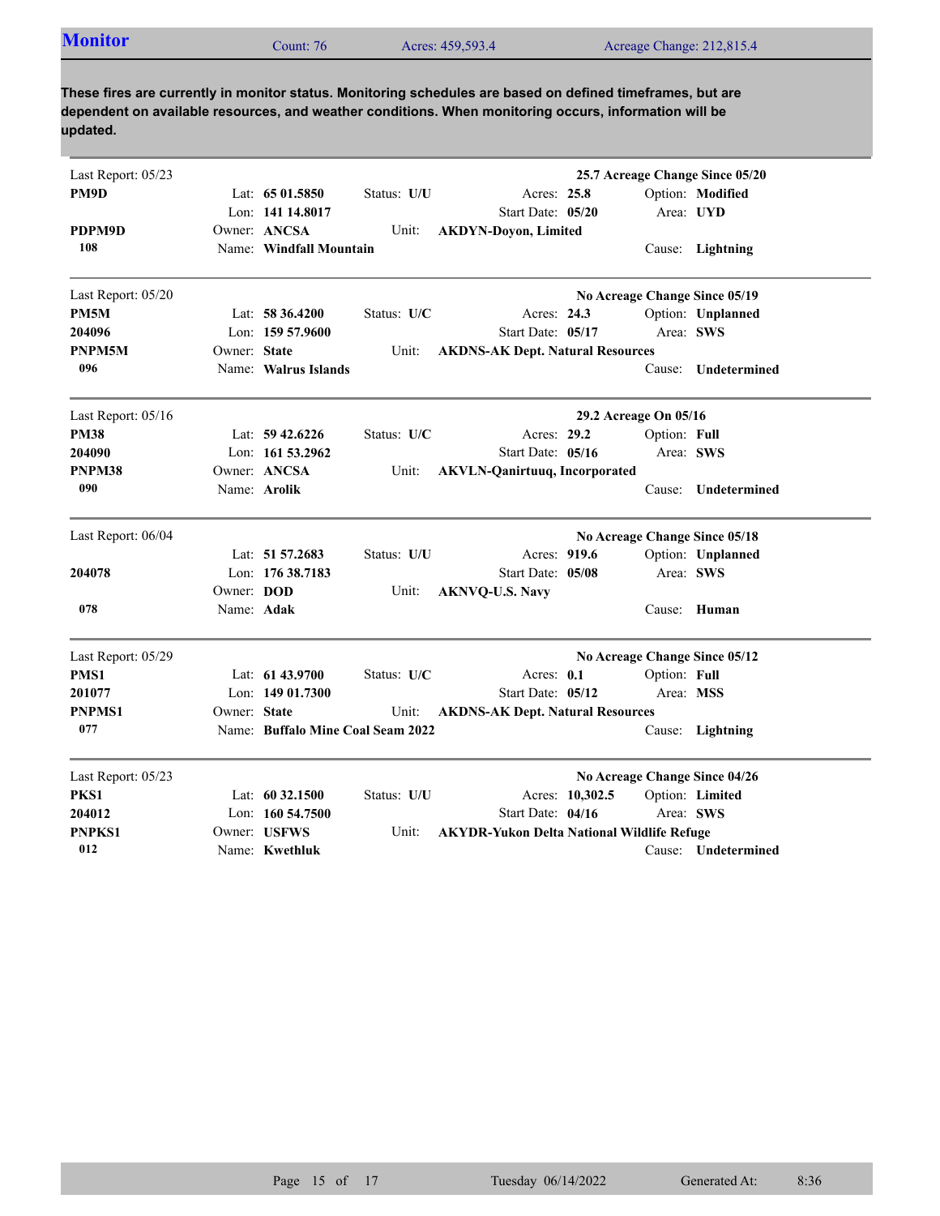## Monitor

Count: 76 | Acres: 459,593.4 | Acreage Change: 212,815.4

**These fires are currently in monitor status. Monitoring schedules are based on defined timeframes, but are dependent on available resources, and weather conditions. When monitoring occurs, information will be updated.**

---

Last Report: 05/23 | **25.7 Acreage Change Since 05/20**

| | | | |
|---|---|---|---|
| **PM9D** | Lat: **65 01.5850** | Status: **U/U** | Acres: **25.8** | Option: **Modified** |
| | Lon: **141 14.8017** | | Start Date: **05/20** | Area: **UYD** |
| **PDPM9D** | Owner: **ANCSA** | Unit: **AKDYN-Doyon, Limited** | | |
| **108** | Name: **Windfall Mountain** | | | Cause: **Lightning** |

---

Last Report: 05/20 | **No Acreage Change Since 05/19**

| | | | |
|---|---|---|---|
| **PM5M** | Lat: **58 36.4200** | Status: **U/C** | Acres: **24.3** | Option: **Unplanned** |
| **204096** | Lon: **159 57.9600** | | Start Date: **05/17** | Area: **SWS** |
| **PNPM5M** | Owner: **State** | Unit: **AKDNS-AK Dept. Natural Resources** | | |
| **096** | Name: **Walrus Islands** | | | Cause: **Undetermined** |

---

Last Report: 05/16 | **29.2 Acreage On 05/16**

| | | | |
|---|---|---|---|
| **PM38** | Lat: **59 42.6226** | Status: **U/C** | Acres: **29.2** | Option: **Full** |
| **204090** | Lon: **161 53.2962** | | Start Date: **05/16** | Area: **SWS** |
| **PNPM38** | Owner: **ANCSA** | Unit: **AKVLN-Qanirtuuq, Incorporated** | | |
| **090** | Name: **Arolik** | | | Cause: **Undetermined** |

---

Last Report: 06/04 | **No Acreage Change Since 05/18**

| | | | |
|---|---|---|---|
| | Lat: **51 57.2683** | Status: **U/U** | Acres: **919.6** | Option: **Unplanned** |
| **204078** | Lon: **176 38.7183** | | Start Date: **05/08** | Area: **SWS** |
| | Owner: **DOD** | Unit: **AKNVQ-U.S. Navy** | | |
| **078** | Name: **Adak** | | | Cause: **Human** |

---

Last Report: 05/29 | **No Acreage Change Since 05/12**

| | | | |
|---|---|---|---|
| **PMS1** | Lat: **61 43.9700** | Status: **U/C** | Acres: **0.1** | Option: **Full** |
| **201077** | Lon: **149 01.7300** | | Start Date: **05/12** | Area: **MSS** |
| **PNPMS1** | Owner: **State** | Unit: **AKDNS-AK Dept. Natural Resources** | | |
| **077** | Name: **Buffalo Mine Coal Seam 2022** | | | Cause: **Lightning** |

---

Last Report: 05/23 | **No Acreage Change Since 04/26**

| | | | |
|---|---|---|---|
| **PKS1** | Lat: **60 32.1500** | Status: **U/U** | Acres: **10,302.5** | Option: **Limited** |
| **204012** | Lon: **160 54.7500** | | Start Date: **04/16** | Area: **SWS** |
| **PNPKS1** | Owner: **USFWS** | Unit: **AKYDR-Yukon Delta National Wildlife Refuge** | | |
| **012** | Name: **Kwethluk** | | | Cause: **Undetermined** |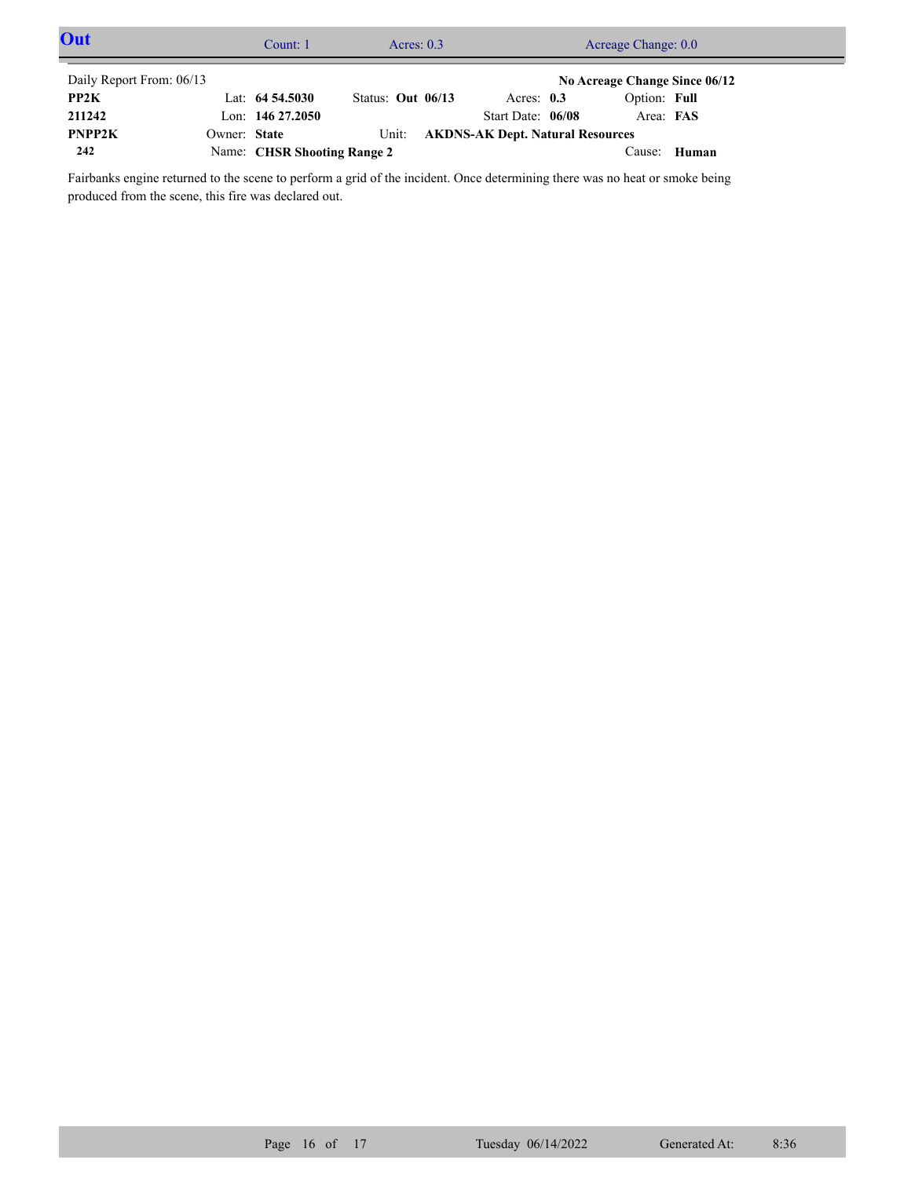## Out

Count: 1 | Acres: 0.3 | Acreage Change: 0.0

Daily Report From: 06/13 | | | | No Acreage Change Since 06/12

| | | | | |
|---|---|---|---|---|
| **PP2K** | Lat: **64 54.5030** | Status: **Out 06/13** | Acres: **0.3** | Option: **Full** |
| **211242** | Lon: **146 27.2050** | | Start Date: **06/08** | Area: **FAS** |
| **PNPP2K** | Owner: **State** | Unit: **AKDNS-AK Dept. Natural Resources** | | |
| **242** | Name: **CHSR Shooting Range 2** | | | Cause: **Human** |

Fairbanks engine returned to the scene to perform a grid of the incident. Once determining there was no heat or smoke being produced from the scene, this fire was declared out.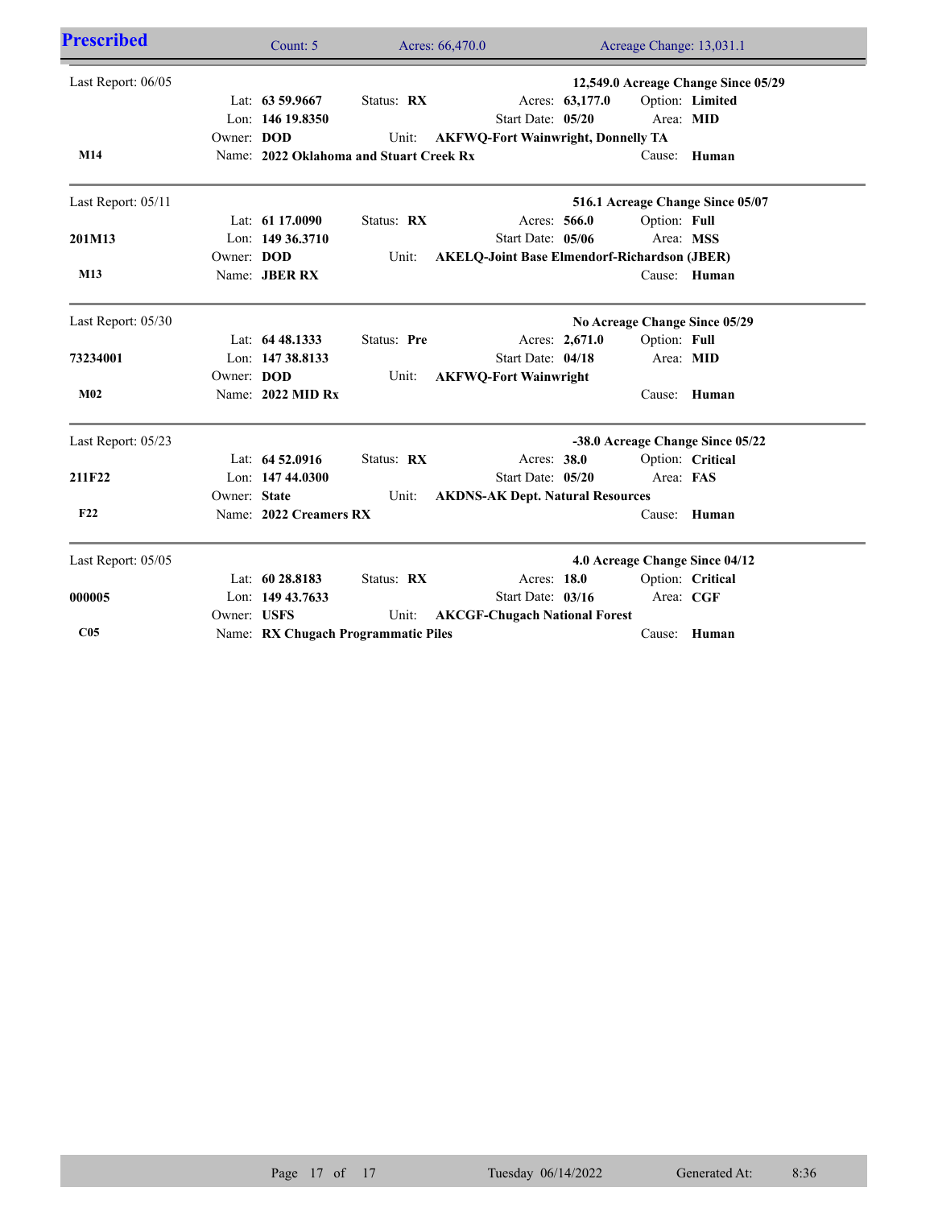## Prescribed

Count: 5 | Acres: 66,470.0 | Acreage Change: 13,031.1

---

Last Report: 06/05 — **12,549.0 Acreage Change Since 05/29**

Lat: **63 59.9667** | Status: **RX** | Acres: **63,177.0** | Option: **Limited**
Lon: **146 19.8350** | Start Date: **05/20** | Area: **MID**
Owner: **DOD** | Unit: **AKFWQ-Fort Wainwright, Donnelly TA**
**M14** | Name: **2022 Oklahoma and Stuart Creek Rx** | Cause: **Human**

---

Last Report: 05/11 — **516.1 Acreage Change Since 05/07**

**201M13**
Lat: **61 17.0090** | Status: **RX** | Acres: **566.0** | Option: **Full**
Lon: **149 36.3710** | Start Date: **05/06** | Area: **MSS**
Owner: **DOD** | Unit: **AKELQ-Joint Base Elmendorf-Richardson (JBER)**
**M13** | Name: **JBER RX** | Cause: **Human**

---

Last Report: 05/30 — **No Acreage Change Since 05/29**

**73234001**
Lat: **64 48.1333** | Status: **Pre** | Acres: **2,671.0** | Option: **Full**
Lon: **147 38.8133** | Start Date: **04/18** | Area: **MID**
Owner: **DOD** | Unit: **AKFWQ-Fort Wainwright**
**M02** | Name: **2022 MID Rx** | Cause: **Human**

---

Last Report: 05/23 — **-38.0 Acreage Change Since 05/22**

**211F22**
Lat: **64 52.0916** | Status: **RX** | Acres: **38.0** | Option: **Critical**
Lon: **147 44.0300** | Start Date: **05/20** | Area: **FAS**
Owner: **State** | Unit: **AKDNS-AK Dept. Natural Resources**
**F22** | Name: **2022 Creamers RX** | Cause: **Human**

---

Last Report: 05/05 — **4.0 Acreage Change Since 04/12**

**000005**
Lat: **60 28.8183** | Status: **RX** | Acres: **18.0** | Option: **Critical**
Lon: **149 43.7633** | Start Date: **03/16** | Area: **CGF**
Owner: **USFS** | Unit: **AKCGF-Chugach National Forest**
**C05** | Name: **RX Chugach Programmatic Piles** | Cause: **Human**

---

Tuesday 06/14/2022 | Generated At: 8:36